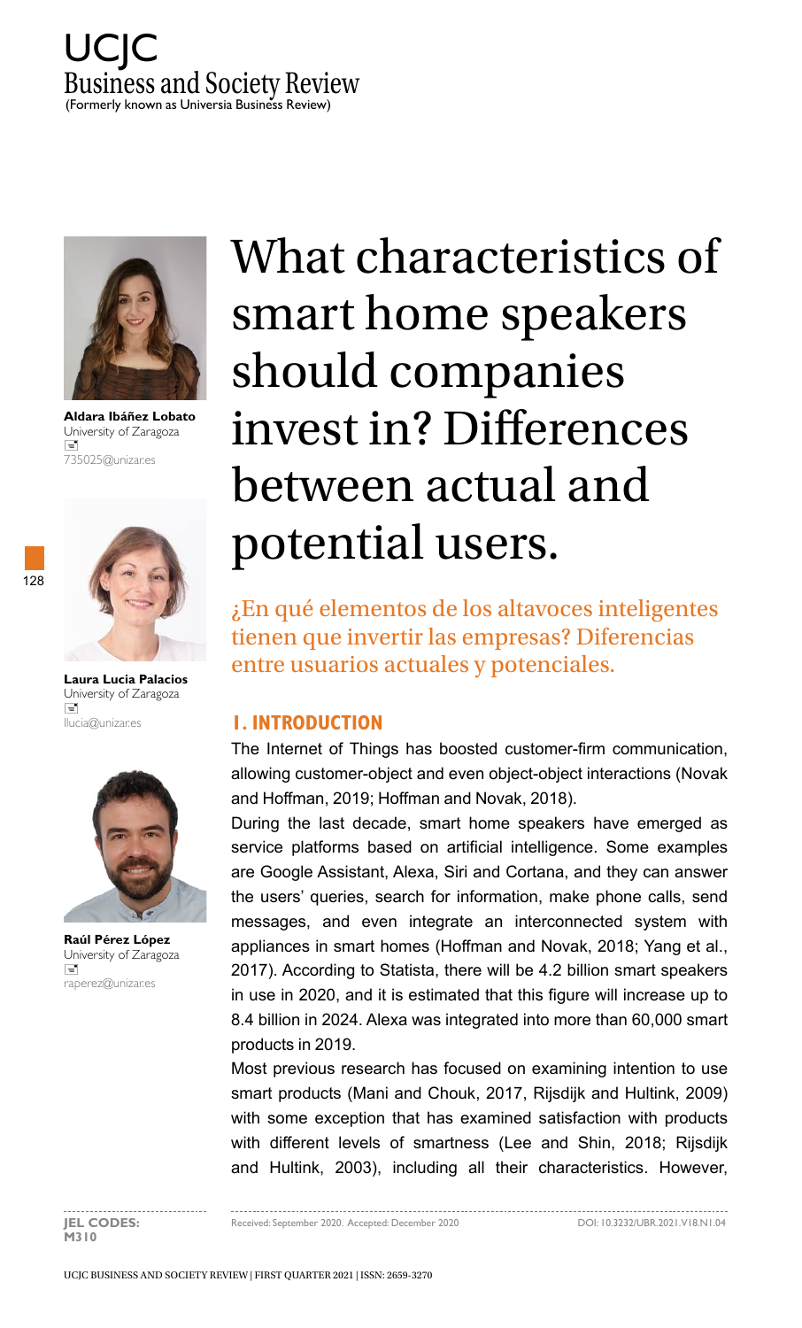# What characteristics of smart home speakers should companies invest in? Differences between actual and potential users.

## ¿En qué elementos de los altavoces inteligentes tienen que invertir las empresas? Diferencias entre usuarios actuales y potenciales.

**Aldara Ibáñez Lobato**
University of Zaragoza
735025@unizar.es

**Laura Lucia Palacios**
University of Zaragoza
llucia@unizar.es

**Raúl Pérez López**
University of Zaragoza
raperez@unizar.es

## 1. INTRODUCTION

The Internet of Things has boosted customer-firm communication, allowing customer-object and even object-object interactions (Novak and Hoffman, 2019; Hoffman and Novak, 2018).

During the last decade, smart home speakers have emerged as service platforms based on artificial intelligence. Some examples are Google Assistant, Alexa, Siri and Cortana, and they can answer the users' queries, search for information, make phone calls, send messages, and even integrate an interconnected system with appliances in smart homes (Hoffman and Novak, 2018; Yang et al., 2017). According to Statista, there will be 4.2 billion smart speakers in use in 2020, and it is estimated that this figure will increase up to 8.4 billion in 2024. Alexa was integrated into more than 60,000 smart products in 2019.

Most previous research has focused on examining intention to use smart products (Mani and Chouk, 2017, Rijsdijk and Hultink, 2009) with some exception that has examined satisfaction with products with different levels of smartness (Lee and Shin, 2018; Rijsdijk and Hultink, 2003), including all their characteristics. However,

**JEL CODES:** M310

Received: September 2020. Accepted: December 2020

DOI: 10.3232/UBR.2021.V18.N1.04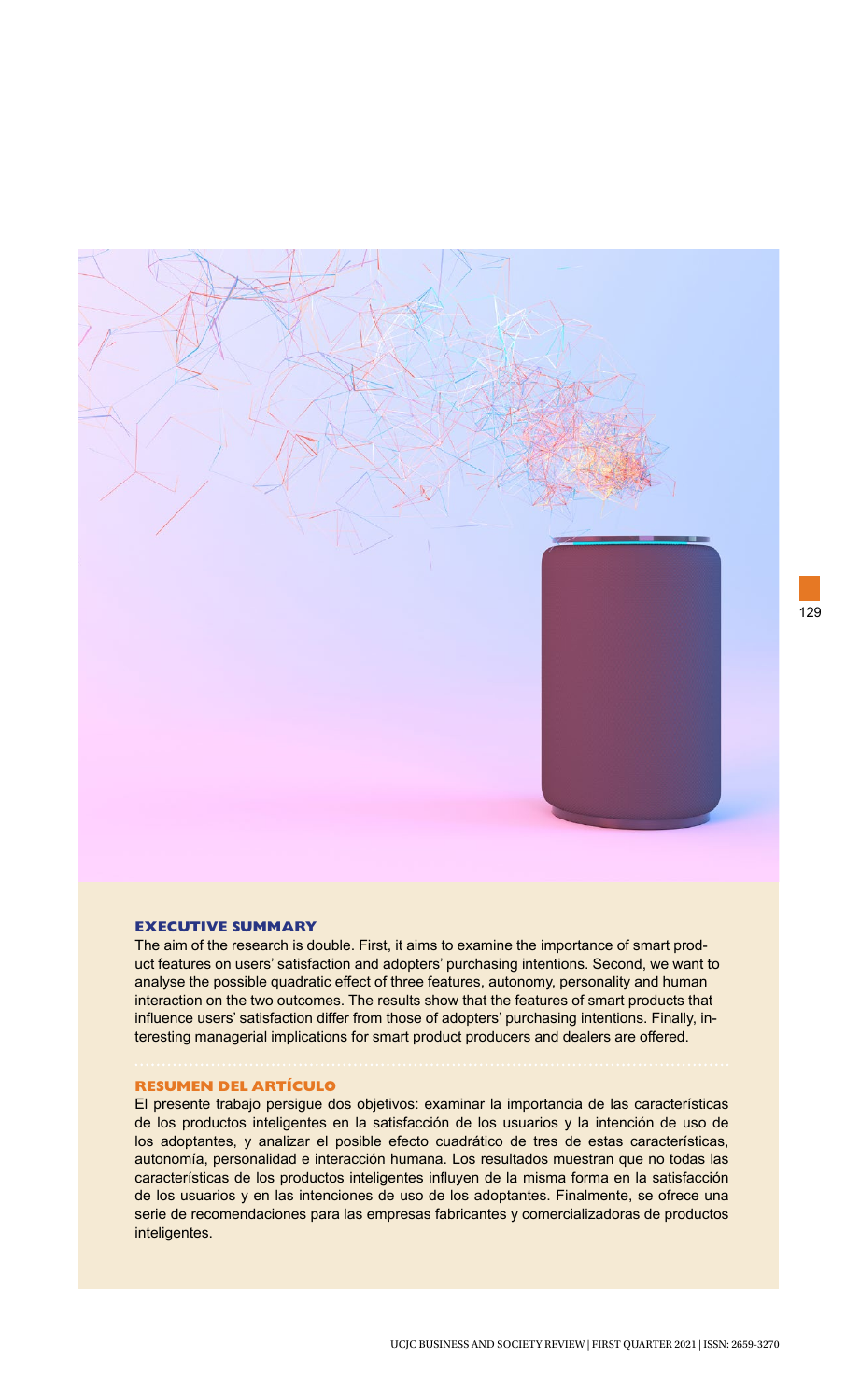## EXECUTIVE SUMMARY

The aim of the research is double. First, it aims to examine the importance of smart product features on users' satisfaction and adopters' purchasing intentions. Second, we want to analyse the possible quadratic effect of three features, autonomy, personality and human interaction on the two outcomes. The results show that the features of smart products that influence users' satisfaction differ from those of adopters' purchasing intentions. Finally, interesting managerial implications for smart product producers and dealers are offered.

## RESUMEN DEL ARTÍCULO

El presente trabajo persigue dos objetivos: examinar la importancia de las características de los productos inteligentes en la satisfacción de los usuarios y la intención de uso de los adoptantes, y analizar el posible efecto cuadrático de tres de estas características, autonomía, personalidad e interacción humana. Los resultados muestran que no todas las características de los productos inteligentes influyen de la misma forma en la satisfacción de los usuarios y en las intenciones de uso de los adoptantes. Finalmente, se ofrece una serie de recomendaciones para las empresas fabricantes y comercializadoras de productos inteligentes.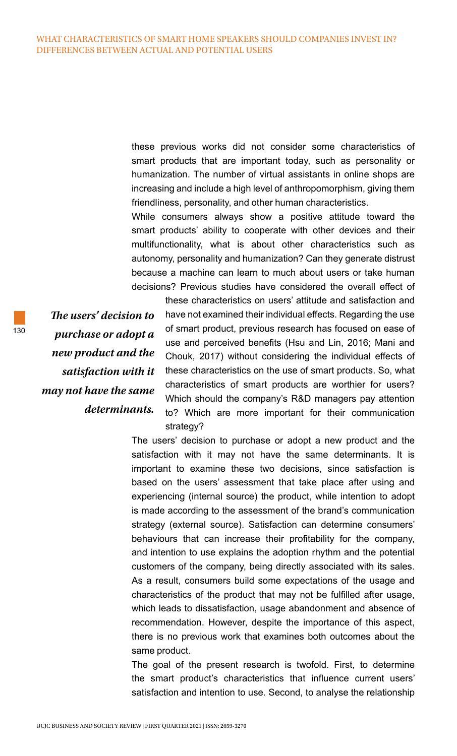these previous works did not consider some characteristics of smart products that are important today, such as personality or humanization. The number of virtual assistants in online shops are increasing and include a high level of anthropomorphism, giving them friendliness, personality, and other human characteristics.

While consumers always show a positive attitude toward the smart products' ability to cooperate with other devices and their multifunctionality, what is about other characteristics such as autonomy, personality and humanization? Can they generate distrust because a machine can learn to much about users or take human decisions? Previous studies have considered the overall effect of these characteristics on users' attitude and satisfaction and have not examined their individual effects. Regarding the use of smart product, previous research has focused on ease of use and perceived benefits (Hsu and Lin, 2016; Mani and Chouk, 2017) without considering the individual effects of these characteristics on the use of smart products. So, what characteristics of smart products are worthier for users? Which should the company's R&D managers pay attention to? Which are more important for their communication strategy?

*The users' decision to purchase or adopt a new product and the satisfaction with it may not have the same determinants.*

The users' decision to purchase or adopt a new product and the satisfaction with it may not have the same determinants. It is important to examine these two decisions, since satisfaction is based on the users' assessment that take place after using and experiencing (internal source) the product, while intention to adopt is made according to the assessment of the brand's communication strategy (external source). Satisfaction can determine consumers' behaviours that can increase their profitability for the company, and intention to use explains the adoption rhythm and the potential customers of the company, being directly associated with its sales. As a result, consumers build some expectations of the usage and characteristics of the product that may not be fulfilled after usage, which leads to dissatisfaction, usage abandonment and absence of recommendation. However, despite the importance of this aspect, there is no previous work that examines both outcomes about the same product.

The goal of the present research is twofold. First, to determine the smart product's characteristics that influence current users' satisfaction and intention to use. Second, to analyse the relationship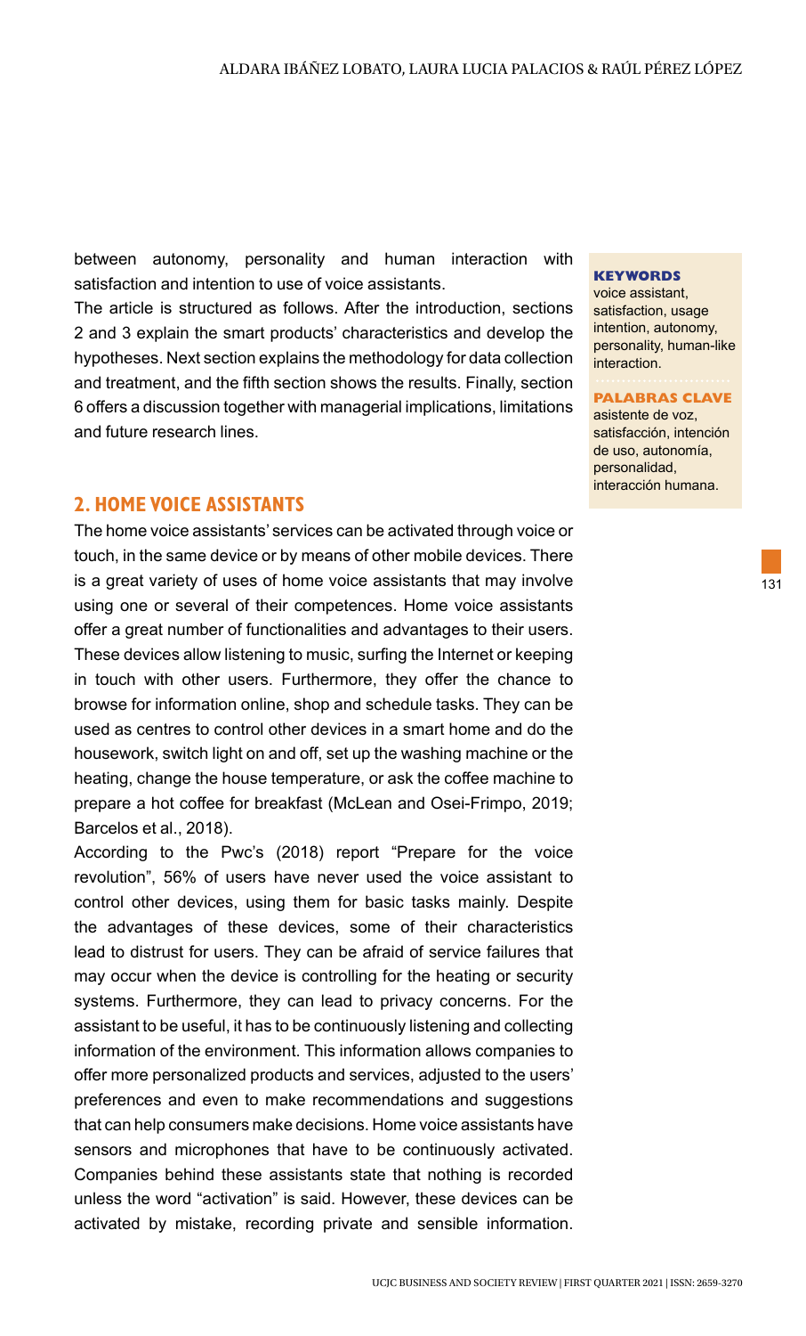between autonomy, personality and human interaction with satisfaction and intention to use of voice assistants.

The article is structured as follows. After the introduction, sections 2 and 3 explain the smart products' characteristics and develop the hypotheses. Next section explains the methodology for data collection and treatment, and the fifth section shows the results. Finally, section 6 offers a discussion together with managerial implications, limitations and future research lines.

**KEYWORDS**
voice assistant, satisfaction, usage intention, autonomy, personality, human-like interaction.

**PALABRAS CLAVE**
asistente de voz, satisfacción, intención de uso, autonomía, personalidad, interacción humana.

## 2. HOME VOICE ASSISTANTS

The home voice assistants' services can be activated through voice or touch, in the same device or by means of other mobile devices. There is a great variety of uses of home voice assistants that may involve using one or several of their competences. Home voice assistants offer a great number of functionalities and advantages to their users. These devices allow listening to music, surfing the Internet or keeping in touch with other users. Furthermore, they offer the chance to browse for information online, shop and schedule tasks. They can be used as centres to control other devices in a smart home and do the housework, switch light on and off, set up the washing machine or the heating, change the house temperature, or ask the coffee machine to prepare a hot coffee for breakfast (McLean and Osei-Frimpo, 2019; Barcelos et al., 2018).

According to the Pwc's (2018) report "Prepare for the voice revolution", 56% of users have never used the voice assistant to control other devices, using them for basic tasks mainly. Despite the advantages of these devices, some of their characteristics lead to distrust for users. They can be afraid of service failures that may occur when the device is controlling for the heating or security systems. Furthermore, they can lead to privacy concerns. For the assistant to be useful, it has to be continuously listening and collecting information of the environment. This information allows companies to offer more personalized products and services, adjusted to the users' preferences and even to make recommendations and suggestions that can help consumers make decisions. Home voice assistants have sensors and microphones that have to be continuously activated. Companies behind these assistants state that nothing is recorded unless the word "activation" is said. However, these devices can be activated by mistake, recording private and sensible information.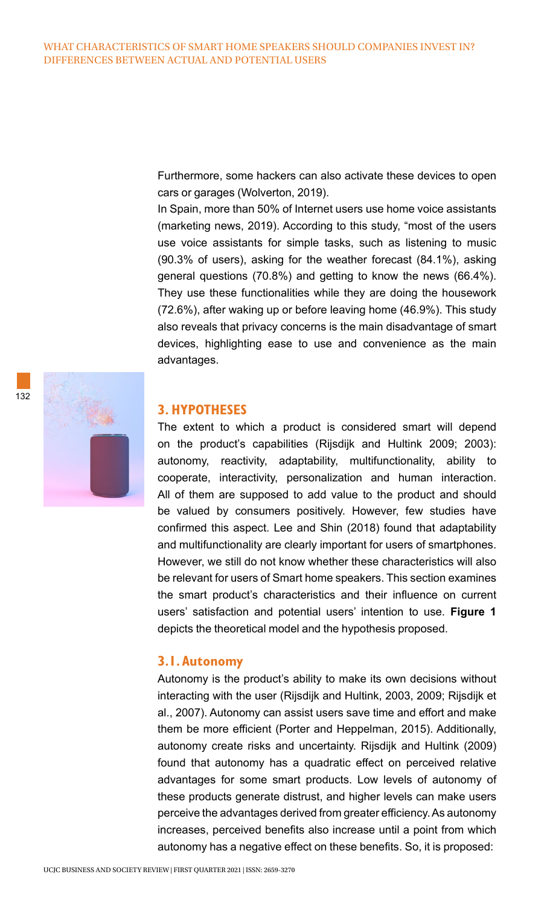Furthermore, some hackers can also activate these devices to open cars or garages (Wolverton, 2019).

In Spain, more than 50% of Internet users use home voice assistants (marketing news, 2019). According to this study, "most of the users use voice assistants for simple tasks, such as listening to music (90.3% of users), asking for the weather forecast (84.1%), asking general questions (70.8%) and getting to know the news (66.4%). They use these functionalities while they are doing the housework (72.6%), after waking up or before leaving home (46.9%). This study also reveals that privacy concerns is the main disadvantage of smart devices, highlighting ease to use and convenience as the main advantages.

## 3. HYPOTHESES

The extent to which a product is considered smart will depend on the product's capabilities (Rijsdijk and Hultink 2009; 2003): autonomy, reactivity, adaptability, multifunctionality, ability to cooperate, interactivity, personalization and human interaction. All of them are supposed to add value to the product and should be valued by consumers positively. However, few studies have confirmed this aspect. Lee and Shin (2018) found that adaptability and multifunctionality are clearly important for users of smartphones. However, we still do not know whether these characteristics will also be relevant for users of Smart home speakers. This section examines the smart product's characteristics and their influence on current users' satisfaction and potential users' intention to use. **Figure 1** depicts the theoretical model and the hypothesis proposed.

### 3.1. Autonomy

Autonomy is the product's ability to make its own decisions without interacting with the user (Rijsdijk and Hultink, 2003, 2009; Rijsdijk et al., 2007). Autonomy can assist users save time and effort and make them be more efficient (Porter and Heppelman, 2015). Additionally, autonomy create risks and uncertainty. Rijsdijk and Hultink (2009) found that autonomy has a quadratic effect on perceived relative advantages for some smart products. Low levels of autonomy of these products generate distrust, and higher levels can make users perceive the advantages derived from greater efficiency. As autonomy increases, perceived benefits also increase until a point from which autonomy has a negative effect on these benefits. So, it is proposed: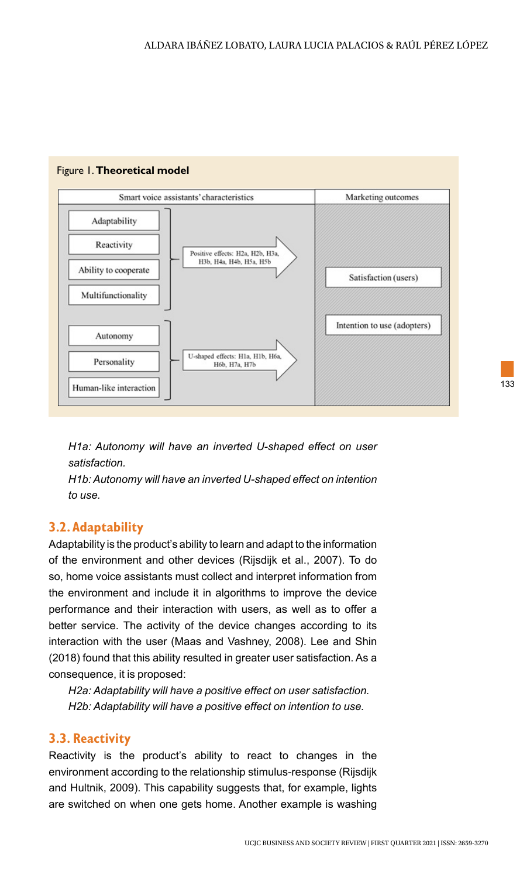Figure 1. **Theoretical model**

| Smart voice assistants' characteristics | | Marketing outcomes |
|---|---|---|
| Adaptability<br>Reactivity<br>Ability to cooperate<br>Multifunctionality | Positive effects: H2a, H2b, H3a, H3b, H4a, H4b, H5a, H5b | Satisfaction (users)<br>Intention to use (adopters) |
| Autonomy<br>Personality<br>Human-like interaction | U-shaped effects: H1a, H1b, H6a, H6b, H7a, H7b | |

*H1a: Autonomy will have an inverted U-shaped effect on user satisfaction.*

*H1b: Autonomy will have an inverted U-shaped effect on intention to use.*

## 3.2. Adaptability

Adaptability is the product's ability to learn and adapt to the information of the environment and other devices (Rijsdijk et al., 2007). To do so, home voice assistants must collect and interpret information from the environment and include it in algorithms to improve the device performance and their interaction with users, as well as to offer a better service. The activity of the device changes according to its interaction with the user (Maas and Vashney, 2008). Lee and Shin (2018) found that this ability resulted in greater user satisfaction. As a consequence, it is proposed:

*H2a: Adaptability will have a positive effect on user satisfaction.*

*H2b: Adaptability will have a positive effect on intention to use.*

## 3.3. Reactivity

Reactivity is the product's ability to react to changes in the environment according to the relationship stimulus-response (Rijsdijk and Hultnik, 2009). This capability suggests that, for example, lights are switched on when one gets home. Another example is washing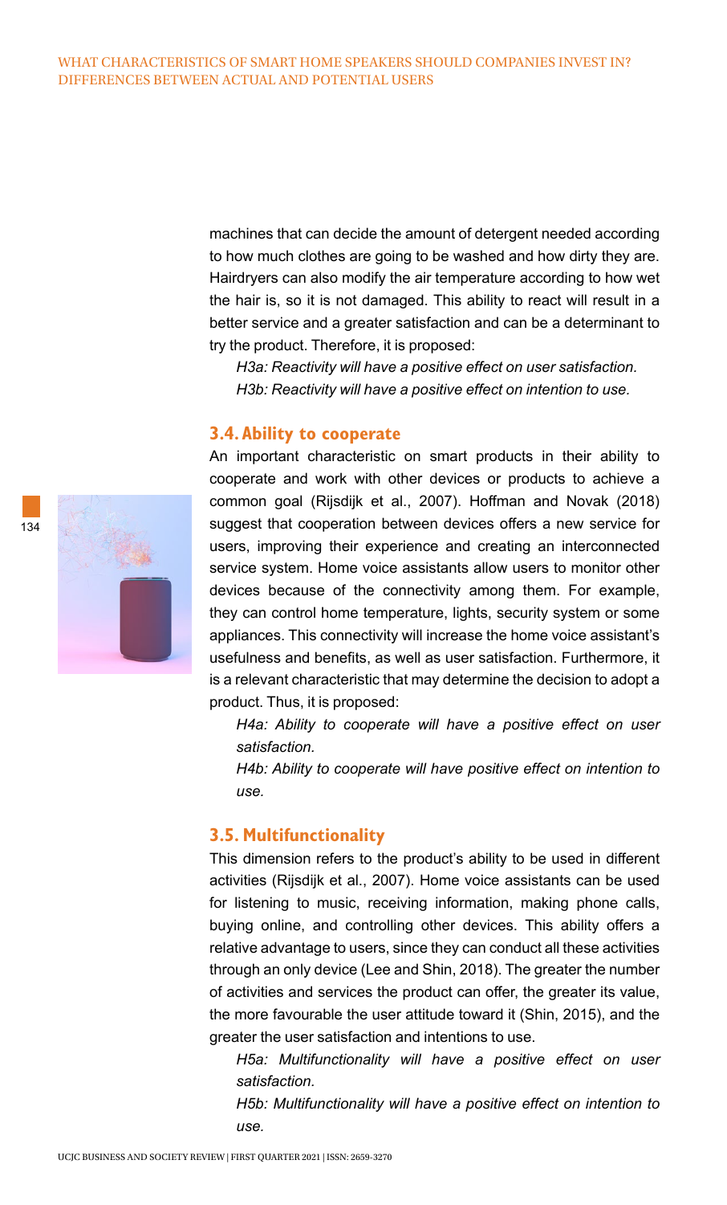machines that can decide the amount of detergent needed according to how much clothes are going to be washed and how dirty they are. Hairdryers can also modify the air temperature according to how wet the hair is, so it is not damaged. This ability to react will result in a better service and a greater satisfaction and can be a determinant to try the product. Therefore, it is proposed:

*H3a: Reactivity will have a positive effect on user satisfaction.*

*H3b: Reactivity will have a positive effect on intention to use.*

### 3.4. Ability to cooperate

An important characteristic on smart products in their ability to cooperate and work with other devices or products to achieve a common goal (Rijsdijk et al., 2007). Hoffman and Novak (2018) suggest that cooperation between devices offers a new service for users, improving their experience and creating an interconnected service system. Home voice assistants allow users to monitor other devices because of the connectivity among them. For example, they can control home temperature, lights, security system or some appliances. This connectivity will increase the home voice assistant's usefulness and benefits, as well as user satisfaction. Furthermore, it is a relevant characteristic that may determine the decision to adopt a product. Thus, it is proposed:

*H4a: Ability to cooperate will have a positive effect on user satisfaction.*

*H4b: Ability to cooperate will have positive effect on intention to use.*

### 3.5. Multifunctionality

This dimension refers to the product's ability to be used in different activities (Rijsdijk et al., 2007). Home voice assistants can be used for listening to music, receiving information, making phone calls, buying online, and controlling other devices. This ability offers a relative advantage to users, since they can conduct all these activities through an only device (Lee and Shin, 2018). The greater the number of activities and services the product can offer, the greater its value, the more favourable the user attitude toward it (Shin, 2015), and the greater the user satisfaction and intentions to use.

*H5a: Multifunctionality will have a positive effect on user satisfaction.*

*H5b: Multifunctionality will have a positive effect on intention to use.*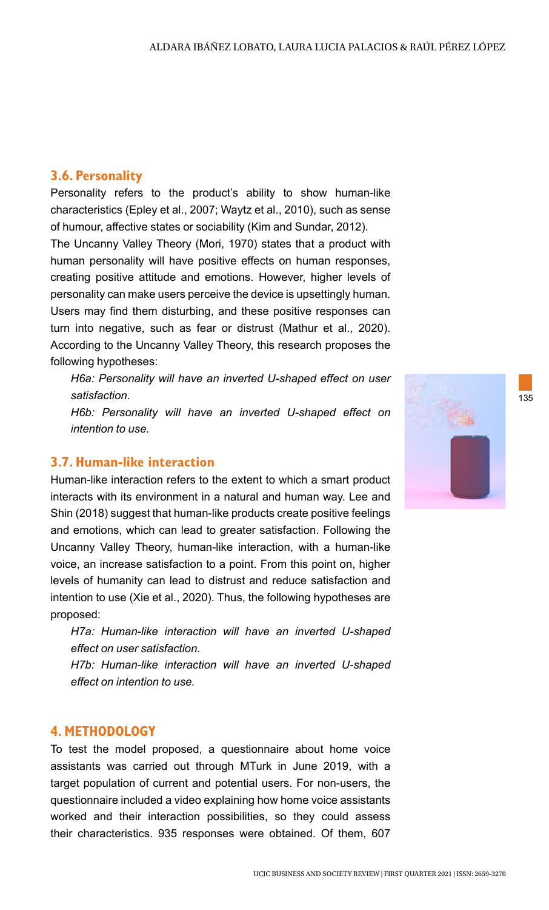### 3.6. Personality

Personality refers to the product's ability to show human-like characteristics (Epley et al., 2007; Waytz et al., 2010), such as sense of humour, affective states or sociability (Kim and Sundar, 2012).

The Uncanny Valley Theory (Mori, 1970) states that a product with human personality will have positive effects on human responses, creating positive attitude and emotions. However, higher levels of personality can make users perceive the device is upsettingly human. Users may find them disturbing, and these positive responses can turn into negative, such as fear or distrust (Mathur et al., 2020). According to the Uncanny Valley Theory, this research proposes the following hypotheses:

*H6a: Personality will have an inverted U-shaped effect on user satisfaction.*

*H6b: Personality will have an inverted U-shaped effect on intention to use.*

### 3.7. Human-like interaction

Human-like interaction refers to the extent to which a smart product interacts with its environment in a natural and human way. Lee and Shin (2018) suggest that human-like products create positive feelings and emotions, which can lead to greater satisfaction. Following the Uncanny Valley Theory, human-like interaction, with a human-like voice, an increase satisfaction to a point. From this point on, higher levels of humanity can lead to distrust and reduce satisfaction and intention to use (Xie et al., 2020). Thus, the following hypotheses are proposed:

*H7a: Human-like interaction will have an inverted U-shaped effect on user satisfaction.*

*H7b: Human-like interaction will have an inverted U-shaped effect on intention to use.*

## 4. METHODOLOGY

To test the model proposed, a questionnaire about home voice assistants was carried out through MTurk in June 2019, with a target population of current and potential users. For non-users, the questionnaire included a video explaining how home voice assistants worked and their interaction possibilities, so they could assess their characteristics. 935 responses were obtained. Of them, 607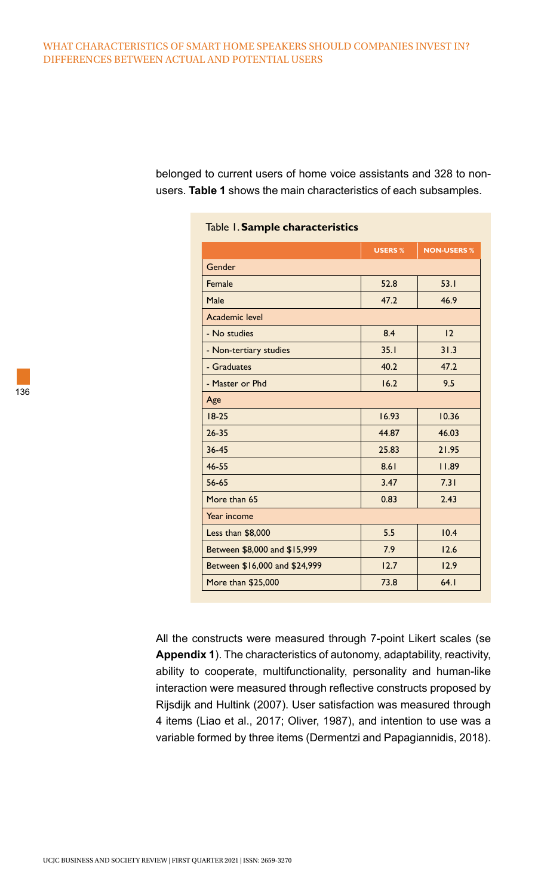belonged to current users of home voice assistants and 328 to non-users. **Table 1** shows the main characteristics of each subsamples.

Table 1. **Sample characteristics**

| | USERS % | NON-USERS % |
|---|---|---|
| Gender | | |
| Female | 52.8 | 53.1 |
| Male | 47.2 | 46.9 |
| Academic level | | |
| - No studies | 8.4 | 12 |
| - Non-tertiary studies | 35.1 | 31.3 |
| - Graduates | 40.2 | 47.2 |
| - Master or Phd | 16.2 | 9.5 |
| Age | | |
| 18-25 | 16.93 | 10.36 |
| 26-35 | 44.87 | 46.03 |
| 36-45 | 25.83 | 21.95 |
| 46-55 | 8.61 | 11.89 |
| 56-65 | 3.47 | 7.31 |
| More than 65 | 0.83 | 2.43 |
| Year income | | |
| Less than $8,000 | 5.5 | 10.4 |
| Between $8,000 and $15,999 | 7.9 | 12.6 |
| Between $16,000 and $24,999 | 12.7 | 12.9 |
| More than $25,000 | 73.8 | 64.1 |

All the constructs were measured through 7-point Likert scales (se **Appendix 1**). The characteristics of autonomy, adaptability, reactivity, ability to cooperate, multifunctionality, personality and human-like interaction were measured through reflective constructs proposed by Rijsdijk and Hultink (2007). User satisfaction was measured through 4 items (Liao et al., 2017; Oliver, 1987), and intention to use was a variable formed by three items (Dermentzi and Papagiannidis, 2018).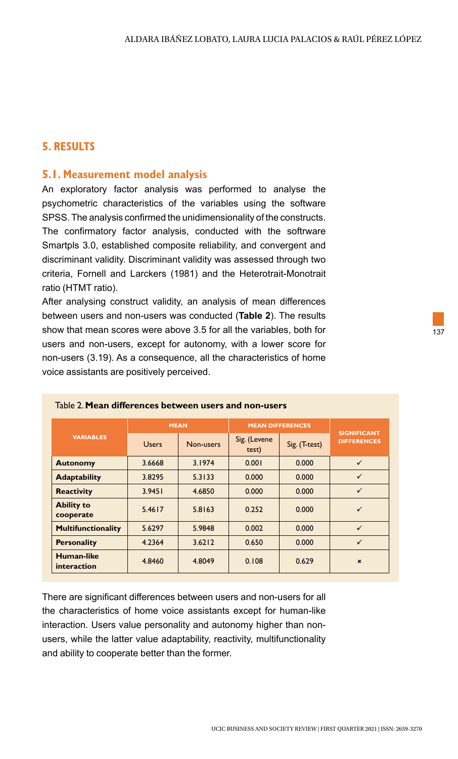## 5. RESULTS

### 5.1. Measurement model analysis

An exploratory factor analysis was performed to analyse the psychometric characteristics of the variables using the software SPSS. The analysis confirmed the unidimensionality of the constructs. The confirmatory factor analysis, conducted with the softrware Smartpls 3.0, established composite reliability, and convergent and discriminant validity. Discriminant validity was assessed through two criteria, Fornell and Larckers (1981) and the Heterotrait-Monotrait ratio (HTMT ratio).

After analysing construct validity, an analysis of mean differences between users and non-users was conducted (**Table 2**). The results show that mean scores were above 3.5 for all the variables, both for users and non-users, except for autonomy, with a lower score for non-users (3.19). As a consequence, all the characteristics of home voice assistants are positively perceived.

Table 2. **Mean differences between users and non-users**

| VARIABLES | MEAN | | MEAN DIFFERENCES | | SIGNIFICANT DIFFERENCES |
|---|---|---|---|---|---|
| | Users | Non-users | Sig. (Levene test) | Sig. (T-test) | |
| **Autonomy** | 3.6668 | 3.1974 | 0.001 | 0.000 | ✓ |
| **Adaptability** | 3.8295 | 5.3133 | 0.000 | 0.000 | ✓ |
| **Reactivity** | 3.9451 | 4.6850 | 0.000 | 0.000 | ✓ |
| **Ability to cooperate** | 5.4617 | 5.8163 | 0.252 | 0.000 | ✓ |
| **Multifunctionality** | 5.6297 | 5.9848 | 0.002 | 0.000 | ✓ |
| **Personality** | 4.2364 | 3.6212 | 0.650 | 0.000 | ✓ |
| **Human-like interaction** | 4.8460 | 4.8049 | 0.108 | 0.629 | × |

There are significant differences between users and non-users for all the characteristics of home voice assistants except for human-like interaction. Users value personality and autonomy higher than non-users, while the latter value adaptability, reactivity, multifunctionality and ability to cooperate better than the former.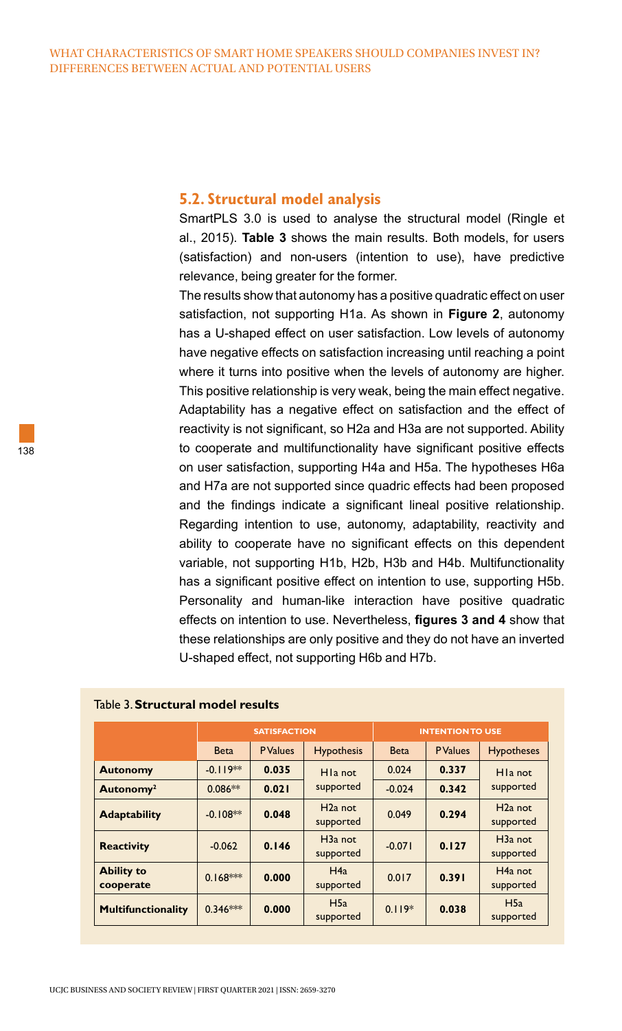## 5.2. Structural model analysis

SmartPLS 3.0 is used to analyse the structural model (Ringle et al., 2015). **Table 3** shows the main results. Both models, for users (satisfaction) and non-users (intention to use), have predictive relevance, being greater for the former.

The results show that autonomy has a positive quadratic effect on user satisfaction, not supporting H1a. As shown in **Figure 2**, autonomy has a U-shaped effect on user satisfaction. Low levels of autonomy have negative effects on satisfaction increasing until reaching a point where it turns into positive when the levels of autonomy are higher. This positive relationship is very weak, being the main effect negative. Adaptability has a negative effect on satisfaction and the effect of reactivity is not significant, so H2a and H3a are not supported. Ability to cooperate and multifunctionality have significant positive effects on user satisfaction, supporting H4a and H5a. The hypotheses H6a and H7a are not supported since quadric effects had been proposed and the findings indicate a significant lineal positive relationship. Regarding intention to use, autonomy, adaptability, reactivity and ability to cooperate have no significant effects on this dependent variable, not supporting H1b, H2b, H3b and H4b. Multifunctionality has a significant positive effect on intention to use, supporting H5b. Personality and human-like interaction have positive quadratic effects on intention to use. Nevertheless, **figures 3 and 4** show that these relationships are only positive and they do not have an inverted U-shaped effect, not supporting H6b and H7b.

Table 3. **Structural model results**

| | **SATISFACTION** | | | **INTENTION TO USE** | | |
|---|---|---|---|---|---|---|
| | Beta | P Values | Hypothesis | Beta | P Values | Hypotheses |
| **Autonomy** | -0.119** | **0.035** | H1a not supported | 0.024 | **0.337** | H1a not supported |
| **Autonomy²** | 0.086** | **0.021** | | -0.024 | **0.342** | |
| **Adaptability** | -0.108** | **0.048** | H2a not supported | 0.049 | **0.294** | H2a not supported |
| **Reactivity** | -0.062 | **0.146** | H3a not supported | -0.071 | **0.127** | H3a not supported |
| **Ability to cooperate** | 0.168*** | **0.000** | H4a supported | 0.017 | **0.391** | H4a not supported |
| **Multifunctionality** | 0.346*** | **0.000** | H5a supported | 0.119* | **0.038** | H5a supported |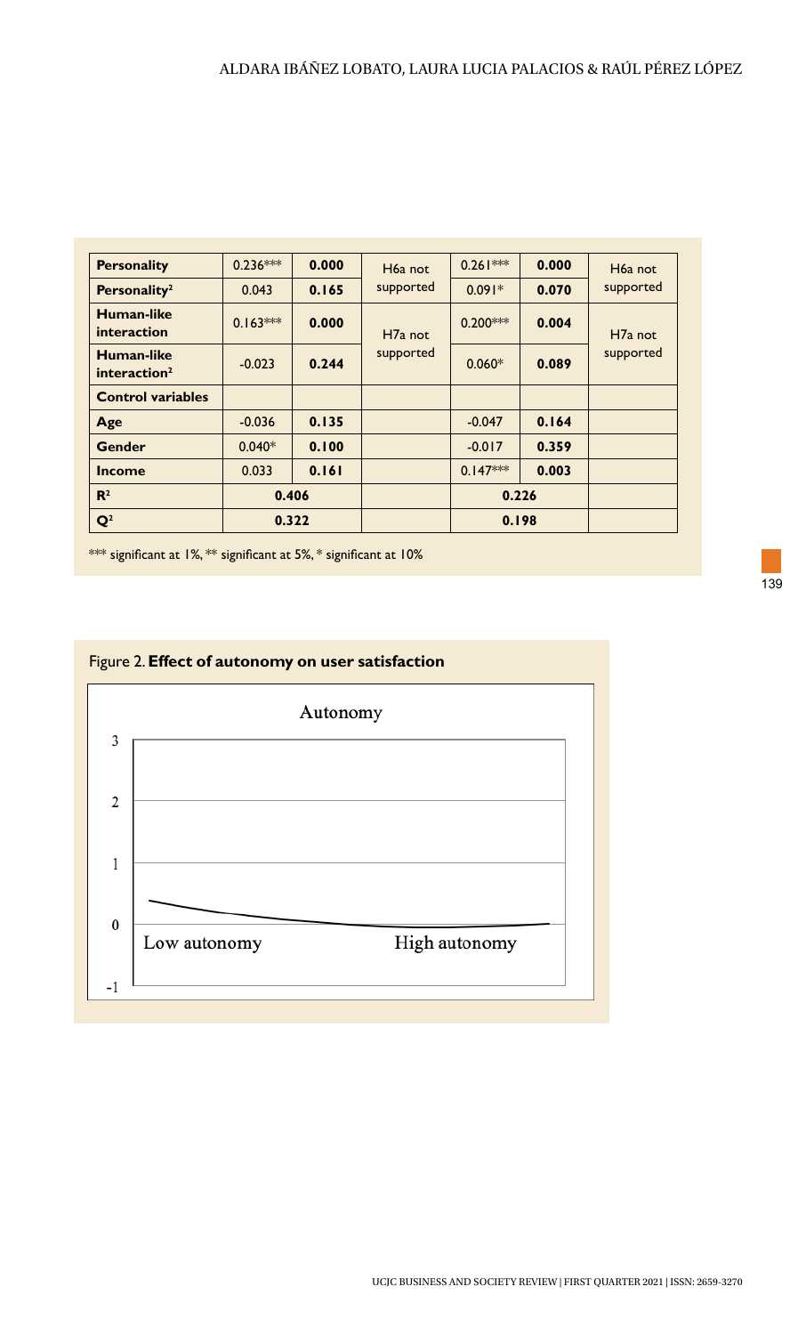| Personality | 0.236*** | 0.000 | H6a not supported | 0.261*** | 0.000 | H6a not supported |
|---|---|---|---|---|---|---|
| Personality² | 0.043 | 0.165 | | 0.091* | 0.070 | |
| Human-like interaction | 0.163*** | 0.000 | H7a not supported | 0.200*** | 0.004 | H7a not supported |
| Human-like interaction² | -0.023 | 0.244 | | 0.060* | 0.089 | |
| Control variables | | | | | | |
| Age | -0.036 | 0.135 | | -0.047 | 0.164 | |
| Gender | 0.040* | 0.100 | | -0.017 | 0.359 | |
| Income | 0.033 | 0.161 | | 0.147*** | 0.003 | |
| $R^2$ | 0.406 | | | 0.226 | | |
| $Q^2$ | 0.322 | | | 0.198 | | |

*** significant at 1%, ** significant at 5%, * significant at 10%

Figure 2. **Effect of autonomy on user satisfaction**

Autonomy

3

2

1

0

-1

Low autonomy

High autonomy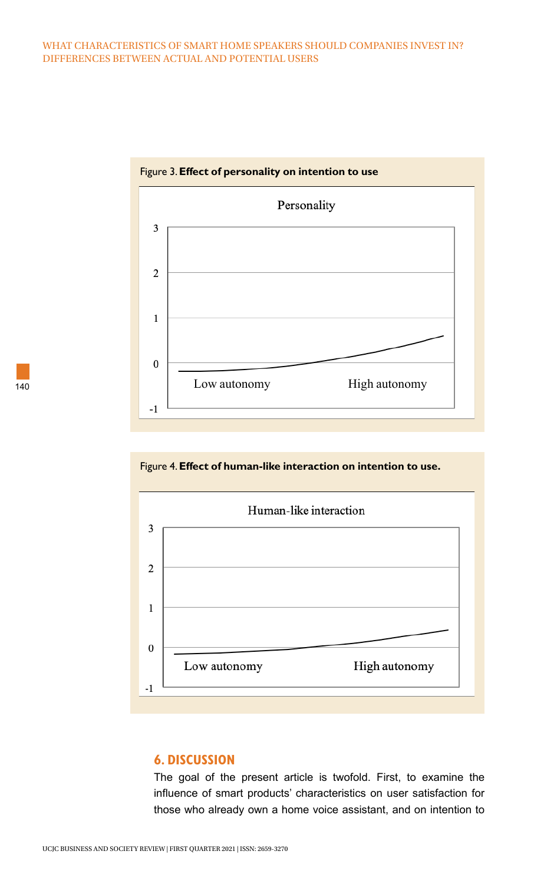Figure 3. **Effect of personality on intention to use**

Figure 4. **Effect of human-like interaction on intention to use.**

## 6. DISCUSSION

The goal of the present article is twofold. First, to examine the influence of smart products' characteristics on user satisfaction for those who already own a home voice assistant, and on intention to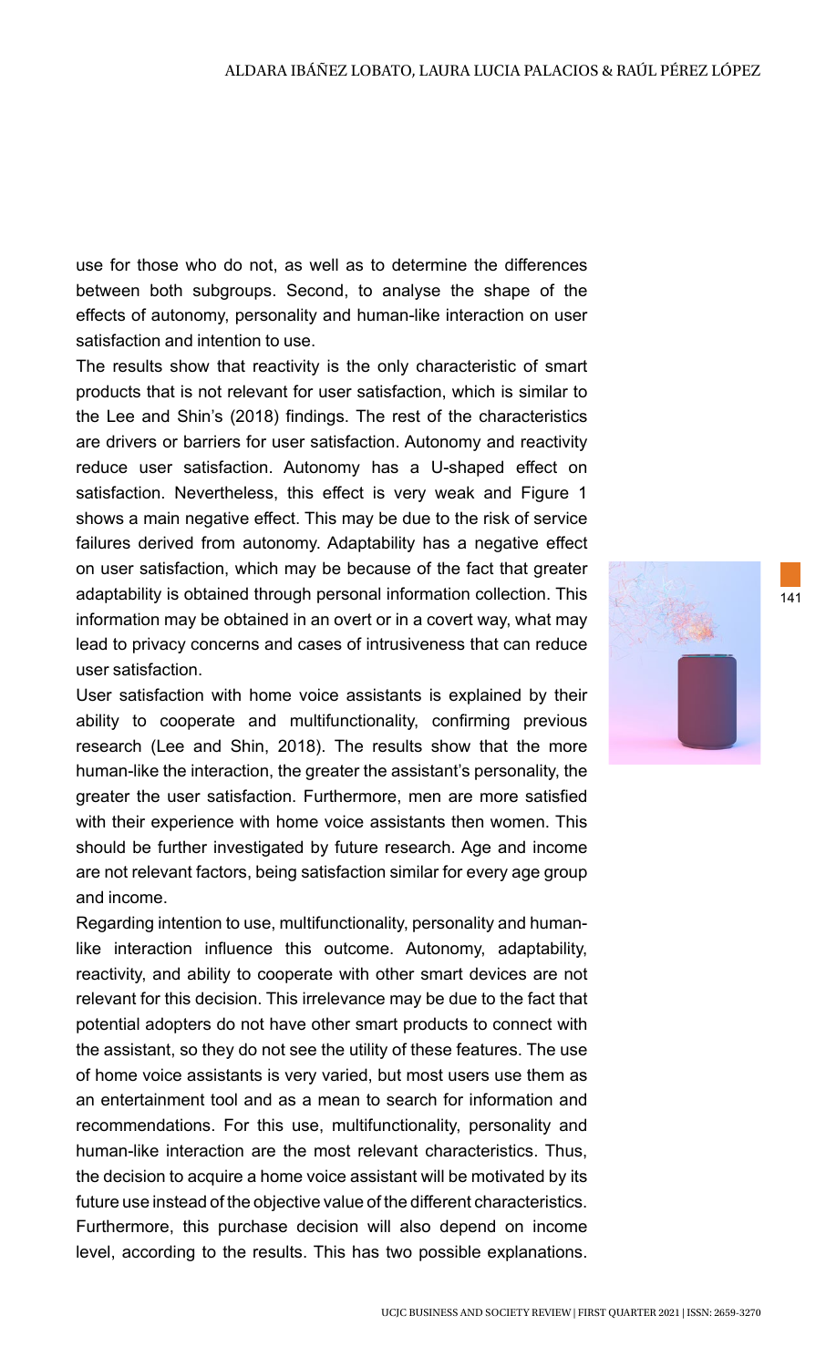use for those who do not, as well as to determine the differences between both subgroups. Second, to analyse the shape of the effects of autonomy, personality and human-like interaction on user satisfaction and intention to use.

The results show that reactivity is the only characteristic of smart products that is not relevant for user satisfaction, which is similar to the Lee and Shin's (2018) findings. The rest of the characteristics are drivers or barriers for user satisfaction. Autonomy and reactivity reduce user satisfaction. Autonomy has a U-shaped effect on satisfaction. Nevertheless, this effect is very weak and Figure 1 shows a main negative effect. This may be due to the risk of service failures derived from autonomy. Adaptability has a negative effect on user satisfaction, which may be because of the fact that greater adaptability is obtained through personal information collection. This information may be obtained in an overt or in a covert way, what may lead to privacy concerns and cases of intrusiveness that can reduce user satisfaction.

User satisfaction with home voice assistants is explained by their ability to cooperate and multifunctionality, confirming previous research (Lee and Shin, 2018). The results show that the more human-like the interaction, the greater the assistant's personality, the greater the user satisfaction. Furthermore, men are more satisfied with their experience with home voice assistants then women. This should be further investigated by future research. Age and income are not relevant factors, being satisfaction similar for every age group and income.

Regarding intention to use, multifunctionality, personality and human-like interaction influence this outcome. Autonomy, adaptability, reactivity, and ability to cooperate with other smart devices are not relevant for this decision. This irrelevance may be due to the fact that potential adopters do not have other smart products to connect with the assistant, so they do not see the utility of these features. The use of home voice assistants is very varied, but most users use them as an entertainment tool and as a mean to search for information and recommendations. For this use, multifunctionality, personality and human-like interaction are the most relevant characteristics. Thus, the decision to acquire a home voice assistant will be motivated by its future use instead of the objective value of the different characteristics. Furthermore, this purchase decision will also depend on income level, according to the results. This has two possible explanations.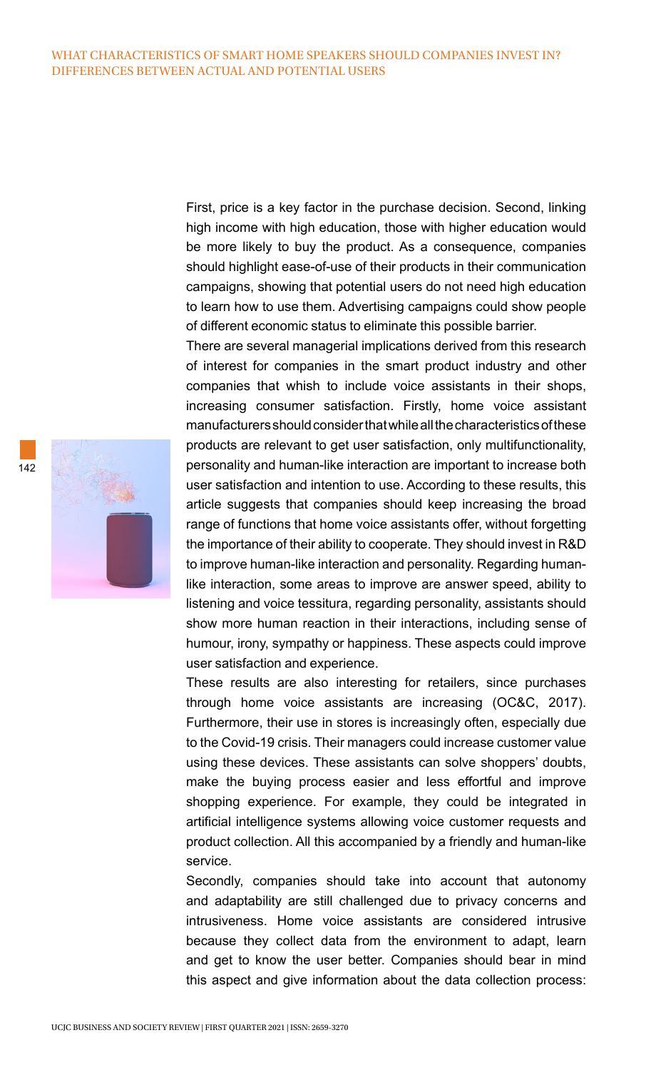First, price is a key factor in the purchase decision. Second, linking high income with high education, those with higher education would be more likely to buy the product. As a consequence, companies should highlight ease-of-use of their products in their communication campaigns, showing that potential users do not need high education to learn how to use them. Advertising campaigns could show people of different economic status to eliminate this possible barrier.

There are several managerial implications derived from this research of interest for companies in the smart product industry and other companies that whish to include voice assistants in their shops, increasing consumer satisfaction. Firstly, home voice assistant manufacturers should consider that while all the characteristics of these products are relevant to get user satisfaction, only multifunctionality, personality and human-like interaction are important to increase both user satisfaction and intention to use. According to these results, this article suggests that companies should keep increasing the broad range of functions that home voice assistants offer, without forgetting the importance of their ability to cooperate. They should invest in R&D to improve human-like interaction and personality. Regarding human-like interaction, some areas to improve are answer speed, ability to listening and voice tessitura, regarding personality, assistants should show more human reaction in their interactions, including sense of humour, irony, sympathy or happiness. These aspects could improve user satisfaction and experience.

These results are also interesting for retailers, since purchases through home voice assistants are increasing (OC&C, 2017). Furthermore, their use in stores is increasingly often, especially due to the Covid-19 crisis. Their managers could increase customer value using these devices. These assistants can solve shoppers' doubts, make the buying process easier and less effortful and improve shopping experience. For example, they could be integrated in artificial intelligence systems allowing voice customer requests and product collection. All this accompanied by a friendly and human-like service.

Secondly, companies should take into account that autonomy and adaptability are still challenged due to privacy concerns and intrusiveness. Home voice assistants are considered intrusive because they collect data from the environment to adapt, learn and get to know the user better. Companies should bear in mind this aspect and give information about the data collection process: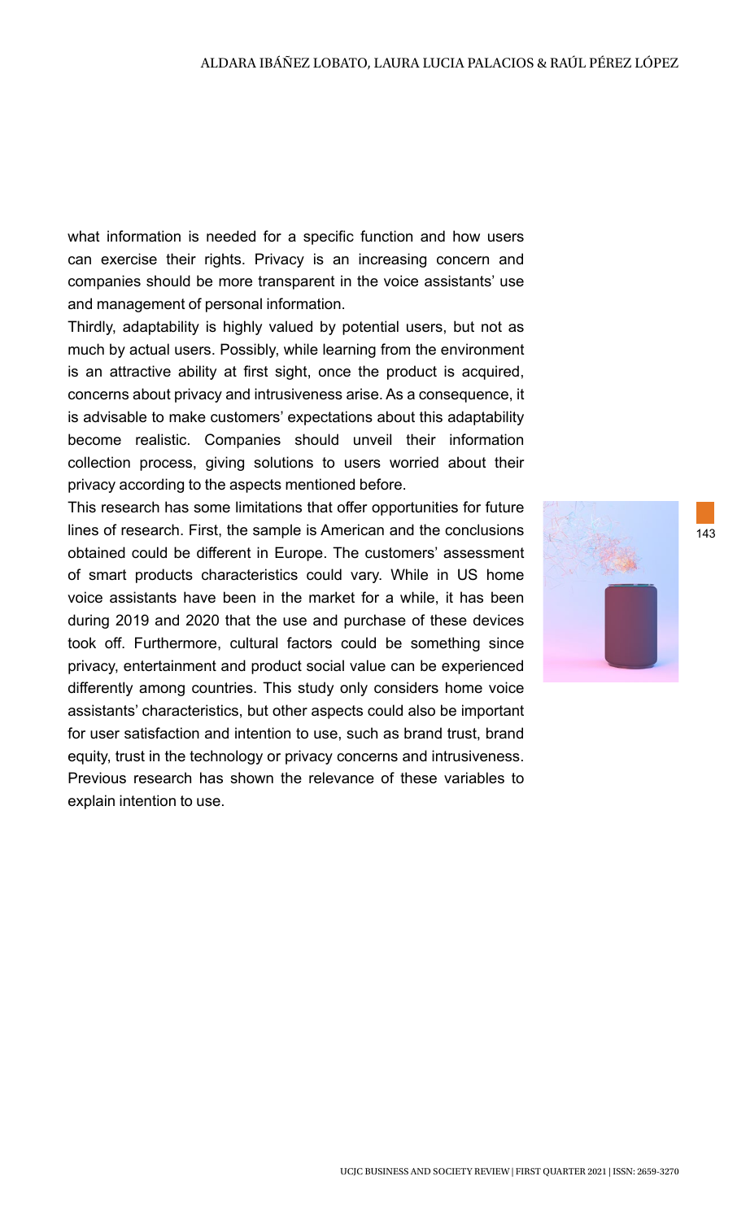what information is needed for a specific function and how users can exercise their rights. Privacy is an increasing concern and companies should be more transparent in the voice assistants' use and management of personal information.

Thirdly, adaptability is highly valued by potential users, but not as much by actual users. Possibly, while learning from the environment is an attractive ability at first sight, once the product is acquired, concerns about privacy and intrusiveness arise. As a consequence, it is advisable to make customers' expectations about this adaptability become realistic. Companies should unveil their information collection process, giving solutions to users worried about their privacy according to the aspects mentioned before.

This research has some limitations that offer opportunities for future lines of research. First, the sample is American and the conclusions obtained could be different in Europe. The customers' assessment of smart products characteristics could vary. While in US home voice assistants have been in the market for a while, it has been during 2019 and 2020 that the use and purchase of these devices took off. Furthermore, cultural factors could be something since privacy, entertainment and product social value can be experienced differently among countries. This study only considers home voice assistants' characteristics, but other aspects could also be important for user satisfaction and intention to use, such as brand trust, brand equity, trust in the technology or privacy concerns and intrusiveness. Previous research has shown the relevance of these variables to explain intention to use.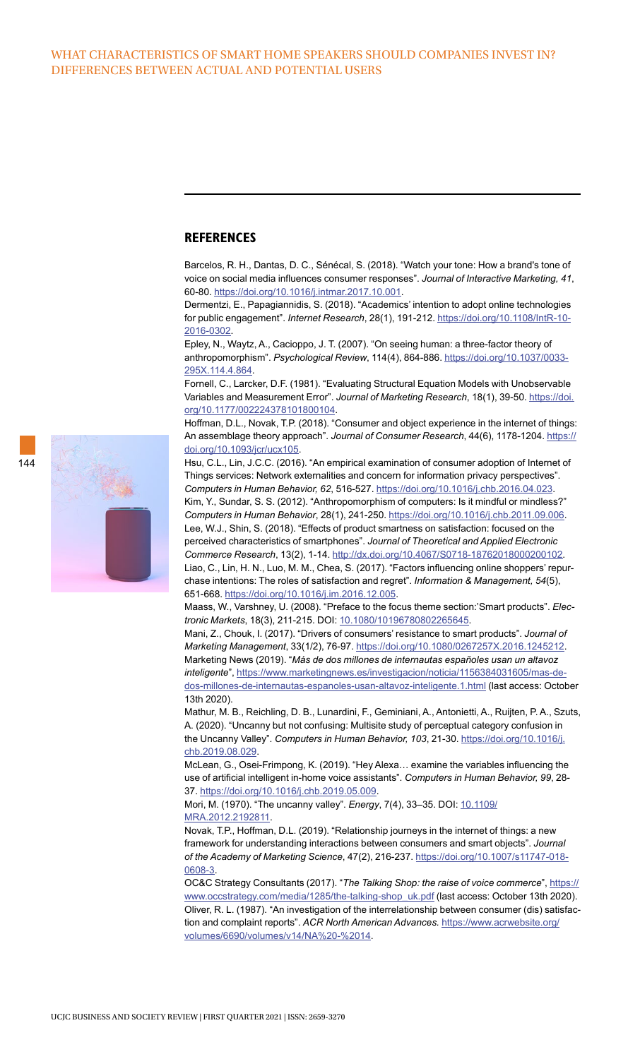## REFERENCES

Barcelos, R. H., Dantas, D. C., Sénécal, S. (2018). "Watch your tone: How a brand's tone of voice on social media influences consumer responses". *Journal of Interactive Marketing, 41*, 60-80. https://doi.org/10.1016/j.intmar.2017.10.001.

Dermentzi, E., Papagiannidis, S. (2018). "Academics' intention to adopt online technologies for public engagement". *Internet Research*, 28(1), 191-212. https://doi.org/10.1108/IntR-10-2016-0302.

Epley, N., Waytz, A., Cacioppo, J. T. (2007). "On seeing human: a three-factor theory of anthropomorphism". *Psychological Review*, 114(4), 864-886. https://doi.org/10.1037/0033-295X.114.4.864.

Fornell, C., Larcker, D.F. (1981). "Evaluating Structural Equation Models with Unobservable Variables and Measurement Error". *Journal of Marketing Research*, 18(1), 39-50. https://doi.org/10.1177/002224378101800104.

Hoffman, D.L., Novak, T.P. (2018). "Consumer and object experience in the internet of things: An assemblage theory approach". *Journal of Consumer Research*, 44(6), 1178-1204. https://doi.org/10.1093/jcr/ucx105.

Hsu, C.L., Lin, J.C.C. (2016). "An empirical examination of consumer adoption of Internet of Things services: Network externalities and concern for information privacy perspectives". *Computers in Human Behavior, 62*, 516-527. https://doi.org/10.1016/j.chb.2016.04.023.

Kim, Y., Sundar, S. S. (2012). "Anthropomorphism of computers: Is it mindful or mindless?" *Computers in Human Behavior*, 28(1), 241-250. https://doi.org/10.1016/j.chb.2011.09.006.

Lee, W.J., Shin, S. (2018). "Effects of product smartness on satisfaction: focused on the perceived characteristics of smartphones". *Journal of Theoretical and Applied Electronic Commerce Research*, 13(2), 1-14. http://dx.doi.org/10.4067/S0718-18762018000200102.

Liao, C., Lin, H. N., Luo, M. M., Chea, S. (2017). "Factors influencing online shoppers' repurchase intentions: The roles of satisfaction and regret". *Information & Management, 54*(5), 651-668. https://doi.org/10.1016/j.im.2016.12.005.

Maass, W., Varshney, U. (2008). "Preface to the focus theme section:'Smart products". *Electronic Markets*, 18(3), 211-215. DOI: 10.1080/10196780802265645.

Mani, Z., Chouk, I. (2017). "Drivers of consumers' resistance to smart products". *Journal of Marketing Management*, 33(1/2), 76-97. https://doi.org/10.1080/0267257X.2016.1245212.

Marketing News (2019). "*Más de dos millones de internautas españoles usan un altavoz inteligente*", https://www.marketingnews.es/investigacion/noticia/1156384031605/mas-de-dos-millones-de-internautas-espanoles-usan-altavoz-inteligente.1.html (last access: October 13th 2020).

Mathur, M. B., Reichling, D. B., Lunardini, F., Geminiani, A., Antonietti, A., Ruijten, P. A., Szuts, A. (2020). "Uncanny but not confusing: Multisite study of perceptual category confusion in the Uncanny Valley". *Computers in Human Behavior, 103*, 21-30. https://doi.org/10.1016/j.chb.2019.08.029.

McLean, G., Osei-Frimpong, K. (2019). "Hey Alexa… examine the variables influencing the use of artificial intelligent in-home voice assistants". *Computers in Human Behavior, 99*, 28-37. https://doi.org/10.1016/j.chb.2019.05.009.

Mori, M. (1970). "The uncanny valley". *Energy*, 7(4), 33–35. DOI: 10.1109/MRA.2012.2192811.

Novak, T.P., Hoffman, D.L. (2019). "Relationship journeys in the internet of things: a new framework for understanding interactions between consumers and smart objects". *Journal of the Academy of Marketing Science*, 47(2), 216-237. https://doi.org/10.1007/s11747-018-0608-3.

OC&C Strategy Consultants (2017). "*The Talking Shop: the raise of voice commerce*", https://www.occstrategy.com/media/1285/the-talking-shop_uk.pdf (last access: October 13th 2020).

Oliver, R. L. (1987). "An investigation of the interrelationship between consumer (dis) satisfaction and complaint reports". *ACR North American Advances.* https://www.acrwebsite.org/volumes/6690/volumes/v14/NA%20-%2014.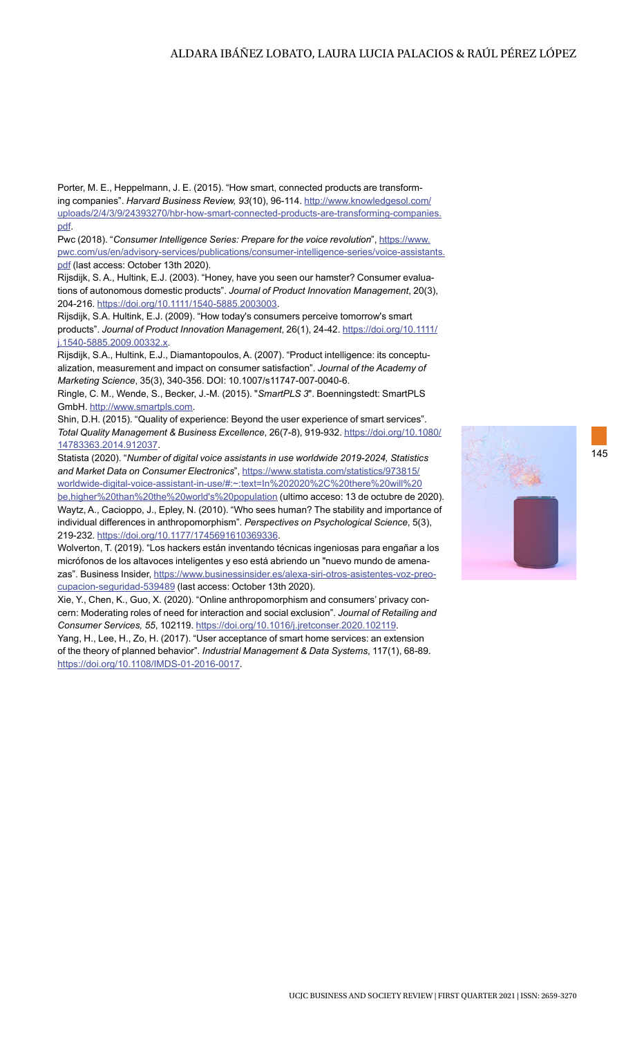Porter, M. E., Heppelmann, J. E. (2015). "How smart, connected products are transforming companies". *Harvard Business Review, 93*(10), 96-114. http://www.knowledgesol.com/uploads/2/4/3/9/24393270/hbr-how-smart-connected-products-are-transforming-companies.pdf.

Pwc (2018). "*Consumer Intelligence Series: Prepare for the voice revolution*", https://www.pwc.com/us/en/advisory-services/publications/consumer-intelligence-series/voice-assistants.pdf (last access: October 13th 2020).

Rijsdijk, S. A., Hultink, E.J. (2003). "Honey, have you seen our hamster? Consumer evaluations of autonomous domestic products". *Journal of Product Innovation Management*, 20(3), 204-216. https://doi.org/10.1111/1540-5885.2003003.

Rijsdijk, S.A. Hultink, E.J. (2009). "How today's consumers perceive tomorrow's smart products". *Journal of Product Innovation Management*, 26(1), 24-42. https://doi.org/10.1111/j.1540-5885.2009.00332.x.

Rijsdijk, S.A., Hultink, E.J., Diamantopoulos, A. (2007). "Product intelligence: its conceptualization, measurement and impact on consumer satisfaction". *Journal of the Academy of Marketing Science*, 35(3), 340-356. DOI: 10.1007/s11747-007-0040-6.

Ringle, C. M., Wende, S., Becker, J.-M. (2015). "*SmartPLS 3*". Boenningstedt: SmartPLS GmbH. http://www.smartpls.com.

Shin, D.H. (2015). "Quality of experience: Beyond the user experience of smart services". *Total Quality Management & Business Excellence*, 26(7-8), 919-932. https://doi.org/10.1080/14783363.2014.912037.

Statista (2020). "*Number of digital voice assistants in use worldwide 2019-2024, Statistics and Market Data on Consumer Electronics*", https://www.statista.com/statistics/973815/worldwide-digital-voice-assistant-in-use/#:~:text=In%202020%2C%20there%20will%20be,higher%20than%20the%20world's%20population (ultimo acceso: 13 de octubre de 2020).

Waytz, A., Cacioppo, J., Epley, N. (2010). "Who sees human? The stability and importance of individual differences in anthropomorphism". *Perspectives on Psychological Science*, 5(3), 219-232. https://doi.org/10.1177/1745691610369336.

Wolverton, T. (2019). "Los hackers están inventando técnicas ingeniosas para engañar a los micrófonos de los altavoces inteligentes y eso está abriendo un "nuevo mundo de amenazas". Business Insider, https://www.businessinsider.es/alexa-siri-otros-asistentes-voz-preocupacion-seguridad-539489 (last access: October 13th 2020).

Xie, Y., Chen, K., Guo, X. (2020). "Online anthropomorphism and consumers' privacy concern: Moderating roles of need for interaction and social exclusion". *Journal of Retailing and Consumer Services, 55*, 102119. https://doi.org/10.1016/j.jretconser.2020.102119.

Yang, H., Lee, H., Zo, H. (2017). "User acceptance of smart home services: an extension of the theory of planned behavior". *Industrial Management & Data Systems*, 117(1), 68-89. https://doi.org/10.1108/IMDS-01-2016-0017.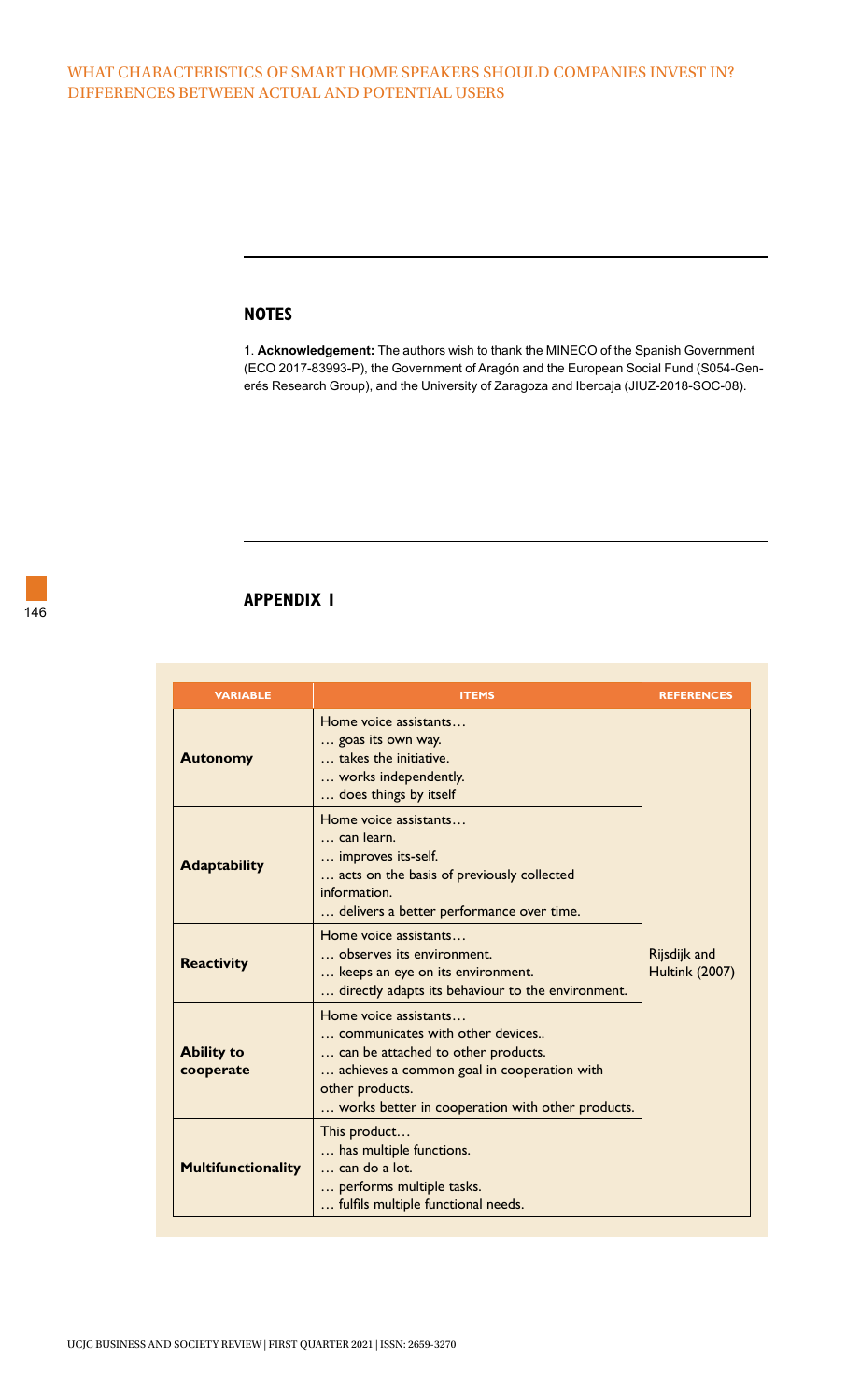## NOTES

1. **Acknowledgement:** The authors wish to thank the MINECO of the Spanish Government (ECO 2017-83993-P), the Government of Aragón and the European Social Fund (S054-Generés Research Group), and the University of Zaragoza and Ibercaja (JIUZ-2018-SOC-08).

## APPENDIX I

| VARIABLE | ITEMS | REFERENCES |
|---|---|---|
| **Autonomy** | Home voice assistants…<br>… goas its own way.<br>… takes the initiative.<br>… works independently.<br>… does things by itself | Rijsdijk and Hultink (2007) |
| **Adaptability** | Home voice assistants…<br>… can learn.<br>… improves its-self.<br>… acts on the basis of previously collected information.<br>… delivers a better performance over time. | |
| **Reactivity** | Home voice assistants…<br>… observes its environment.<br>… keeps an eye on its environment.<br>… directly adapts its behaviour to the environment. | |
| **Ability to cooperate** | Home voice assistants…<br>… communicates with other devices..<br>… can be attached to other products.<br>… achieves a common goal in cooperation with other products.<br>… works better in cooperation with other products. | |
| **Multifunctionality** | This product…<br>… has multiple functions.<br>… can do a lot.<br>… performs multiple tasks.<br>… fulfils multiple functional needs. | |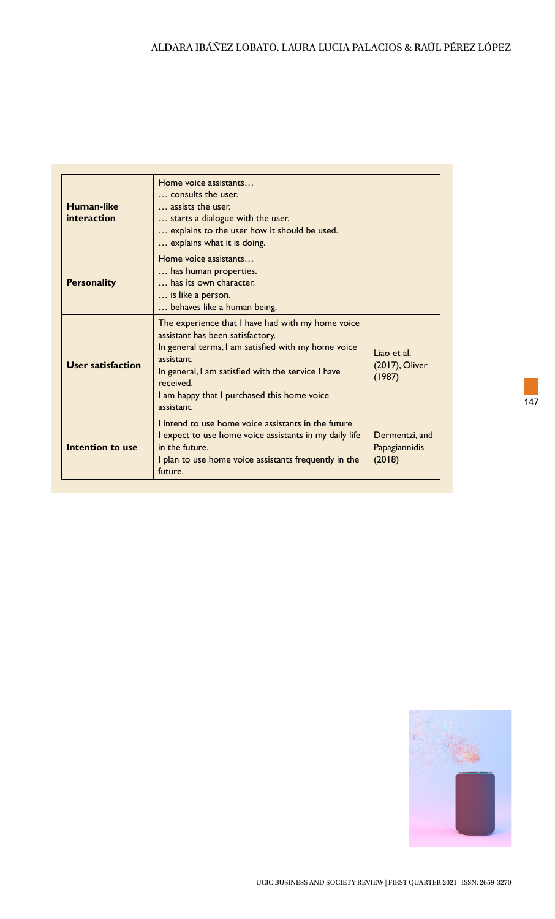| | | |
|---|---|---|
| **Human-like interaction** | Home voice assistants…<br>… consults the user.<br>… assists the user.<br>… starts a dialogue with the user.<br>… explains to the user how it should be used.<br>… explains what it is doing. | |
| **Personality** | Home voice assistants…<br>… has human properties.<br>… has its own character.<br>… is like a person.<br>… behaves like a human being. | |
| **User satisfaction** | The experience that I have had with my home voice assistant has been satisfactory.<br>In general terms, I am satisfied with my home voice assistant.<br>In general, I am satisfied with the service I have received.<br>I am happy that I purchased this home voice assistant. | Liao et al. (2017), Oliver (1987) |
| **Intention to use** | I intend to use home voice assistants in the future<br>I expect to use home voice assistants in my daily life in the future.<br>I plan to use home voice assistants frequently in the future. | Dermentzi, and Papagiannidis (2018) |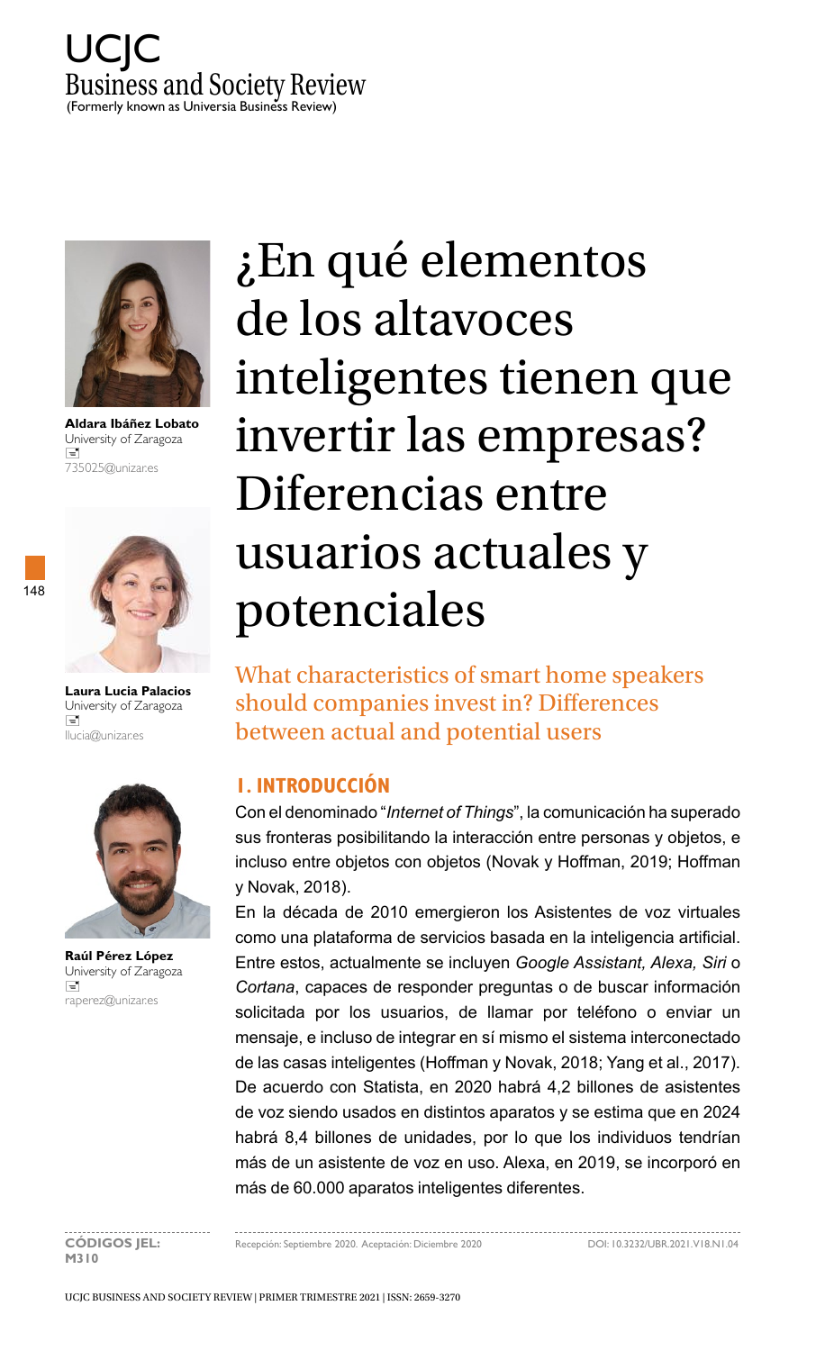# ¿En qué elementos de los altavoces inteligentes tienen que invertir las empresas? Diferencias entre usuarios actuales y potenciales

## What characteristics of smart home speakers should companies invest in? Differences between actual and potential users

**Aldara Ibáñez Lobato**
University of Zaragoza
735025@unizar.es

**Laura Lucia Palacios**
University of Zaragoza
llucia@unizar.es

**Raúl Pérez López**
University of Zaragoza
raperez@unizar.es

## 1. INTRODUCCIÓN

Con el denominado "*Internet of Things*", la comunicación ha superado sus fronteras posibilitando la interacción entre personas y objetos, e incluso entre objetos con objetos (Novak y Hoffman, 2019; Hoffman y Novak, 2018).

En la década de 2010 emergieron los Asistentes de voz virtuales como una plataforma de servicios basada en la inteligencia artificial. Entre estos, actualmente se incluyen *Google Assistant, Alexa, Siri* o *Cortana*, capaces de responder preguntas o de buscar información solicitada por los usuarios, de llamar por teléfono o enviar un mensaje, e incluso de integrar en sí mismo el sistema interconectado de las casas inteligentes (Hoffman y Novak, 2018; Yang et al., 2017). De acuerdo con Statista, en 2020 habrá 4,2 billones de asistentes de voz siendo usados en distintos aparatos y se estima que en 2024 habrá 8,4 billones de unidades, por lo que los individuos tendrían más de un asistente de voz en uso. Alexa, en 2019, se incorporó en más de 60.000 aparatos inteligentes diferentes.

**CÓDIGOS JEL:** M310

Recepción: Septiembre 2020. Aceptación: Diciembre 2020

DOI: 10.3232/UBR.2021.V18.N1.04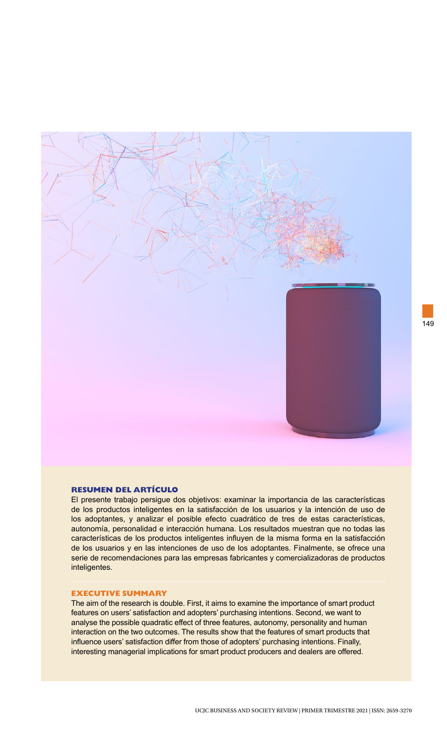**RESUMEN DEL ARTÍCULO**

El presente trabajo persigue dos objetivos: examinar la importancia de las características de los productos inteligentes en la satisfacción de los usuarios y la intención de uso de los adoptantes, y analizar el posible efecto cuadrático de tres de estas características, autonomía, personalidad e interacción humana. Los resultados muestran que no todas las características de los productos inteligentes influyen de la misma forma en la satisfacción de los usuarios y en las intenciones de uso de los adoptantes. Finalmente, se ofrece una serie de recomendaciones para las empresas fabricantes y comercializadoras de productos inteligentes.

**EXECUTIVE SUMMARY**

The aim of the research is double. First, it aims to examine the importance of smart product features on users' satisfaction and adopters' purchasing intentions. Second, we want to analyse the possible quadratic effect of three features, autonomy, personality and human interaction on the two outcomes. The results show that the features of smart products that influence users' satisfaction differ from those of adopters' purchasing intentions. Finally, interesting managerial implications for smart product producers and dealers are offered.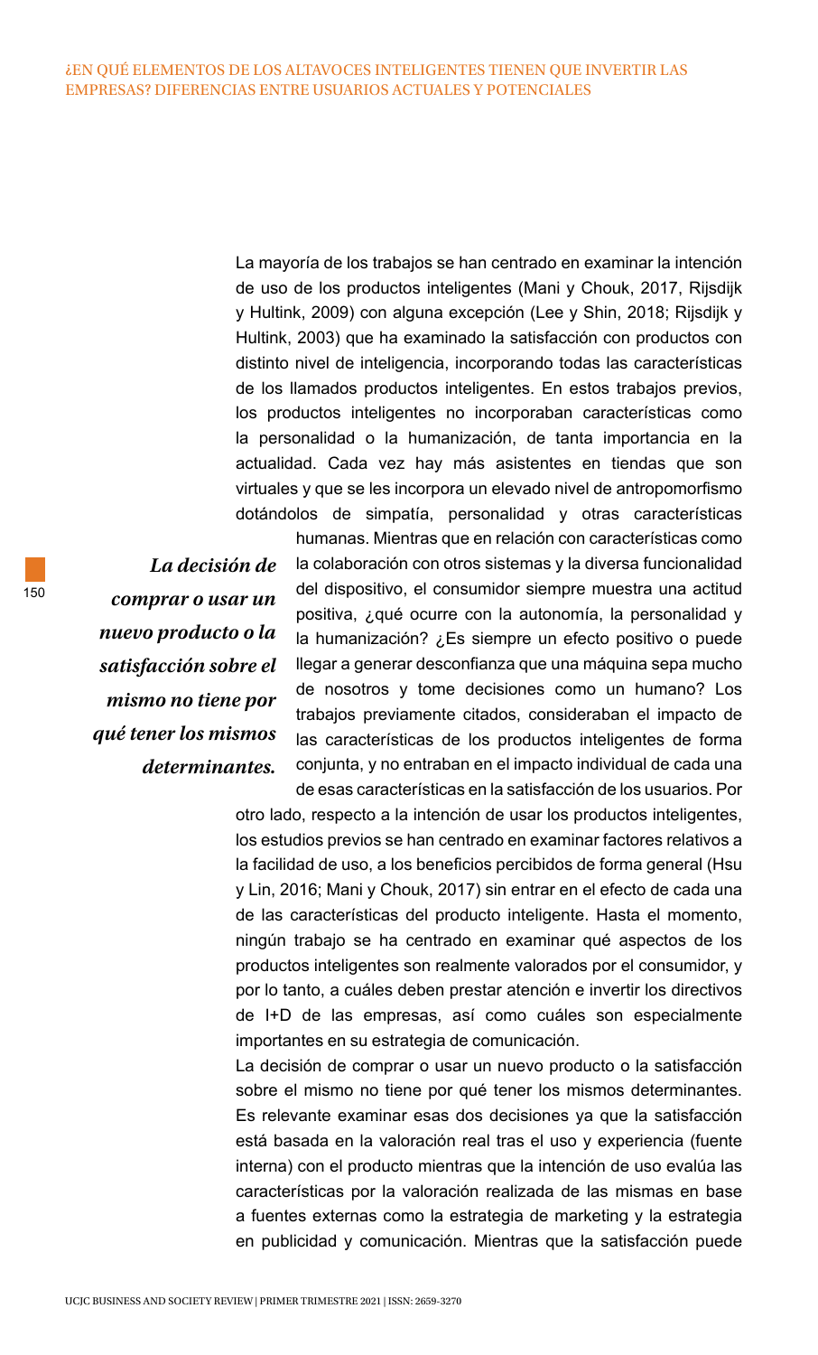La mayoría de los trabajos se han centrado en examinar la intención de uso de los productos inteligentes (Mani y Chouk, 2017, Rijsdijk y Hultink, 2009) con alguna excepción (Lee y Shin, 2018; Rijsdijk y Hultink, 2003) que ha examinado la satisfacción con productos con distinto nivel de inteligencia, incorporando todas las características de los llamados productos inteligentes. En estos trabajos previos, los productos inteligentes no incorporaban características como la personalidad o la humanización, de tanta importancia en la actualidad. Cada vez hay más asistentes en tiendas que son virtuales y que se les incorpora un elevado nivel de antropomorfismo dotándolos de simpatía, personalidad y otras características humanas. Mientras que en relación con características como la colaboración con otros sistemas y la diversa funcionalidad del dispositivo, el consumidor siempre muestra una actitud positiva, ¿qué ocurre con la autonomía, la personalidad y la humanización? ¿Es siempre un efecto positivo o puede llegar a generar desconfianza que una máquina sepa mucho de nosotros y tome decisiones como un humano? Los trabajos previamente citados, consideraban el impacto de las características de los productos inteligentes de forma conjunta, y no entraban en el impacto individual de cada una de esas características en la satisfacción de los usuarios. Por otro lado, respecto a la intención de usar los productos inteligentes, los estudios previos se han centrado en examinar factores relativos a la facilidad de uso, a los beneficios percibidos de forma general (Hsu y Lin, 2016; Mani y Chouk, 2017) sin entrar en el efecto de cada una de las características del producto inteligente. Hasta el momento, ningún trabajo se ha centrado en examinar qué aspectos de los productos inteligentes son realmente valorados por el consumidor, y por lo tanto, a cuáles deben prestar atención e invertir los directivos de I+D de las empresas, así como cuáles son especialmente importantes en su estrategia de comunicación.

> ***La decisión de comprar o usar un nuevo producto o la satisfacción sobre el mismo no tiene por qué tener los mismos determinantes.***

La decisión de comprar o usar un nuevo producto o la satisfacción sobre el mismo no tiene por qué tener los mismos determinantes. Es relevante examinar esas dos decisiones ya que la satisfacción está basada en la valoración real tras el uso y experiencia (fuente interna) con el producto mientras que la intención de uso evalúa las características por la valoración realizada de las mismas en base a fuentes externas como la estrategia de marketing y la estrategia en publicidad y comunicación. Mientras que la satisfacción puede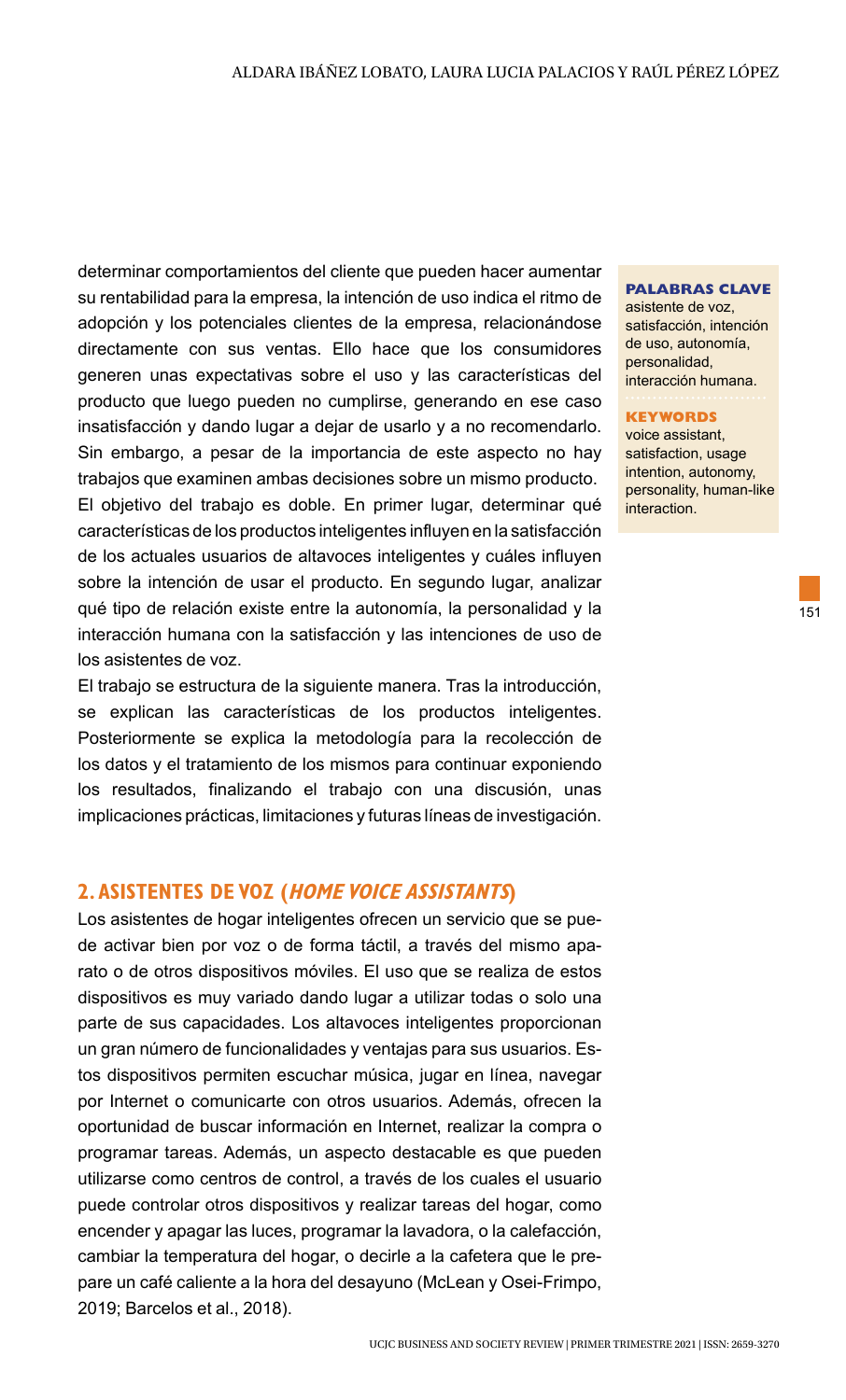determinar comportamientos del cliente que pueden hacer aumentar su rentabilidad para la empresa, la intención de uso indica el ritmo de adopción y los potenciales clientes de la empresa, relacionándose directamente con sus ventas. Ello hace que los consumidores generen unas expectativas sobre el uso y las características del producto que luego pueden no cumplirse, generando en ese caso insatisfacción y dando lugar a dejar de usarlo y a no recomendarlo. Sin embargo, a pesar de la importancia de este aspecto no hay trabajos que examinen ambas decisiones sobre un mismo producto. El objetivo del trabajo es doble. En primer lugar, determinar qué características de los productos inteligentes influyen en la satisfacción de los actuales usuarios de altavoces inteligentes y cuáles influyen sobre la intención de usar el producto. En segundo lugar, analizar qué tipo de relación existe entre la autonomía, la personalidad y la interacción humana con la satisfacción y las intenciones de uso de los asistentes de voz.

**PALABRAS CLAVE**
asistente de voz, satisfacción, intención de uso, autonomía, personalidad, interacción humana.

**KEYWORDS**
voice assistant, satisfaction, usage intention, autonomy, personality, human-like interaction.

El trabajo se estructura de la siguiente manera. Tras la introducción, se explican las características de los productos inteligentes. Posteriormente se explica la metodología para la recolección de los datos y el tratamiento de los mismos para continuar exponiendo los resultados, finalizando el trabajo con una discusión, unas implicaciones prácticas, limitaciones y futuras líneas de investigación.

## 2. ASISTENTES DE VOZ (*HOME VOICE ASSISTANTS*)

Los asistentes de hogar inteligentes ofrecen un servicio que se puede activar bien por voz o de forma táctil, a través del mismo aparato o de otros dispositivos móviles. El uso que se realiza de estos dispositivos es muy variado dando lugar a utilizar todas o solo una parte de sus capacidades. Los altavoces inteligentes proporcionan un gran número de funcionalidades y ventajas para sus usuarios. Estos dispositivos permiten escuchar música, jugar en línea, navegar por Internet o comunicarte con otros usuarios. Además, ofrecen la oportunidad de buscar información en Internet, realizar la compra o programar tareas. Además, un aspecto destacable es que pueden utilizarse como centros de control, a través de los cuales el usuario puede controlar otros dispositivos y realizar tareas del hogar, como encender y apagar las luces, programar la lavadora, o la calefacción, cambiar la temperatura del hogar, o decirle a la cafetera que le prepare un café caliente a la hora del desayuno (McLean y Osei-Frimpo, 2019; Barcelos et al., 2018).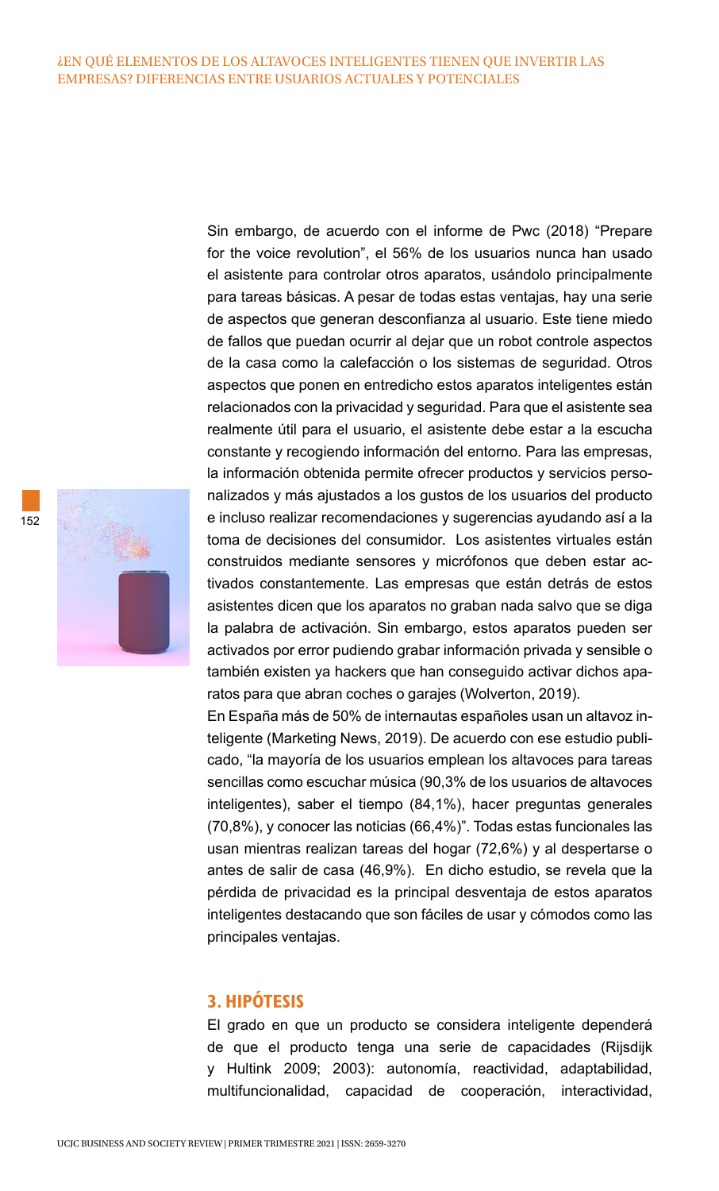Sin embargo, de acuerdo con el informe de Pwc (2018) "Prepare for the voice revolution", el 56% de los usuarios nunca han usado el asistente para controlar otros aparatos, usándolo principalmente para tareas básicas. A pesar de todas estas ventajas, hay una serie de aspectos que generan desconfianza al usuario. Este tiene miedo de fallos que puedan ocurrir al dejar que un robot controle aspectos de la casa como la calefacción o los sistemas de seguridad. Otros aspectos que ponen en entredicho estos aparatos inteligentes están relacionados con la privacidad y seguridad. Para que el asistente sea realmente útil para el usuario, el asistente debe estar a la escucha constante y recogiendo información del entorno. Para las empresas, la información obtenida permite ofrecer productos y servicios personalizados y más ajustados a los gustos de los usuarios del producto e incluso realizar recomendaciones y sugerencias ayudando así a la toma de decisiones del consumidor. Los asistentes virtuales están construidos mediante sensores y micrófonos que deben estar activados constantemente. Las empresas que están detrás de estos asistentes dicen que los aparatos no graban nada salvo que se diga la palabra de activación. Sin embargo, estos aparatos pueden ser activados por error pudiendo grabar información privada y sensible o también existen ya hackers que han conseguido activar dichos aparatos para que abran coches o garajes (Wolverton, 2019).

En España más de 50% de internautas españoles usan un altavoz inteligente (Marketing News, 2019). De acuerdo con ese estudio publicado, "la mayoría de los usuarios emplean los altavoces para tareas sencillas como escuchar música (90,3% de los usuarios de altavoces inteligentes), saber el tiempo (84,1%), hacer preguntas generales (70,8%), y conocer las noticias (66,4%)". Todas estas funcionales las usan mientras realizan tareas del hogar (72,6%) y al despertarse o antes de salir de casa (46,9%). En dicho estudio, se revela que la pérdida de privacidad es la principal desventaja de estos aparatos inteligentes destacando que son fáciles de usar y cómodos como las principales ventajas.

## 3. HIPÓTESIS

El grado en que un producto se considera inteligente dependerá de que el producto tenga una serie de capacidades (Rijsdijk y Hultink 2009; 2003): autonomía, reactividad, adaptabilidad, multifuncionalidad, capacidad de cooperación, interactividad,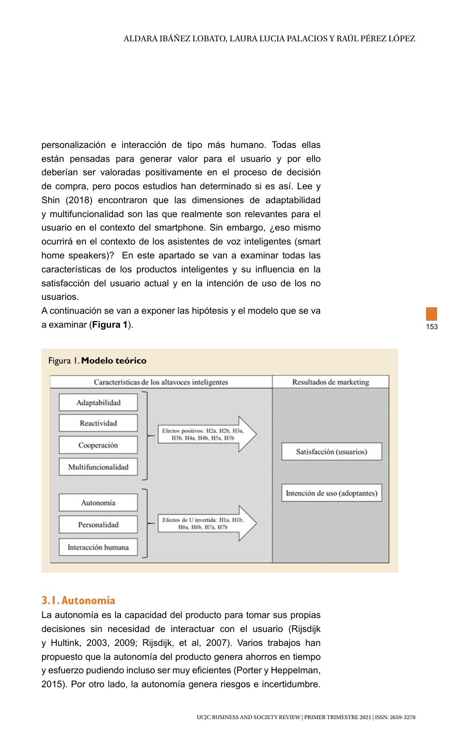personalización e interacción de tipo más humano. Todas ellas están pensadas para generar valor para el usuario y por ello deberían ser valoradas positivamente en el proceso de decisión de compra, pero pocos estudios han determinado si es así. Lee y Shin (2018) encontraron que las dimensiones de adaptabilidad y multifuncionalidad son las que realmente son relevantes para el usuario en el contexto del smartphone. Sin embargo, ¿eso mismo ocurrirá en el contexto de los asistentes de voz inteligentes (smart home speakers)? En este apartado se van a examinar todas las características de los productos inteligentes y su influencia en la satisfacción del usuario actual y en la intención de uso de los no usuarios.

A continuación se van a exponer las hipótesis y el modelo que se va a examinar (**Figura 1**).

Figura 1. **Modelo teórico**

| Características de los altavoces inteligentes | | Resultados de marketing |
|---|---|---|
| Adaptabilidad, Reactividad, Cooperación, Multifuncionalidad | Efectos positivos: H2a, H2b, H3a, H3b, H4a, H4b, H5a, H5b | Satisfacción (usuarios) |
| Autonomía, Personalidad, Interacción humana | Efectos de U invertida: H1a, H1b, H6a, H6b, H7a, H7b | Intención de uso (adoptantes) |

## 3.1. Autonomía

La autonomía es la capacidad del producto para tomar sus propias decisiones sin necesidad de interactuar con el usuario (Rijsdijk y Hultink, 2003, 2009; Rijsdijk, et al, 2007). Varios trabajos han propuesto que la autonomía del producto genera ahorros en tiempo y esfuerzo pudiendo incluso ser muy eficientes (Porter y Heppelman, 2015). Por otro lado, la autonomía genera riesgos e incertidumbre.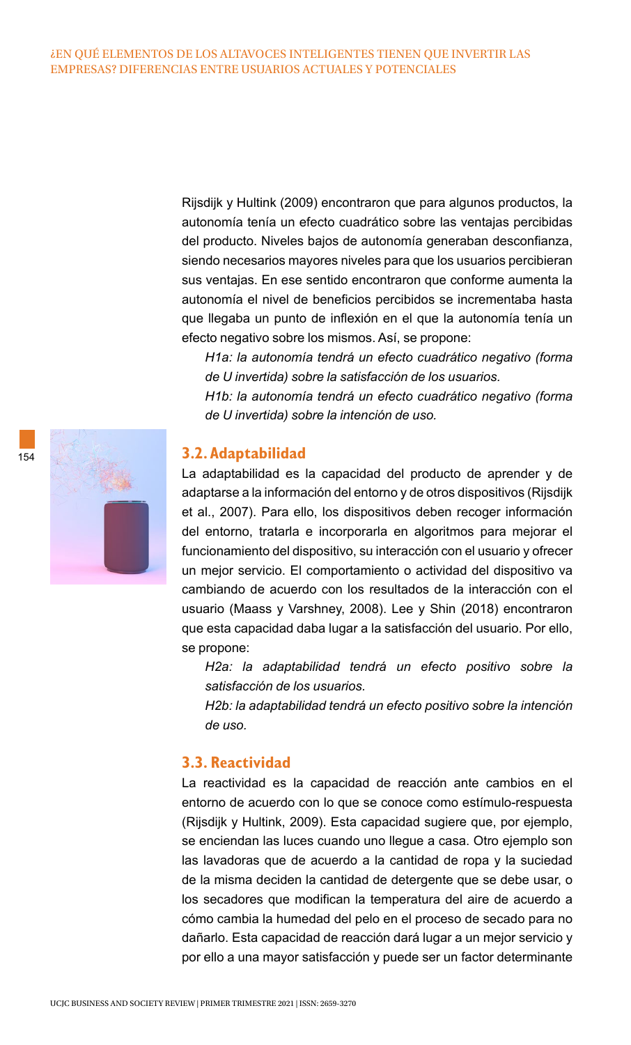Rijsdijk y Hultink (2009) encontraron que para algunos productos, la autonomía tenía un efecto cuadrático sobre las ventajas percibidas del producto. Niveles bajos de autonomía generaban desconfianza, siendo necesarios mayores niveles para que los usuarios percibieran sus ventajas. En ese sentido encontraron que conforme aumenta la autonomía el nivel de beneficios percibidos se incrementaba hasta que llegaba un punto de inflexión en el que la autonomía tenía un efecto negativo sobre los mismos. Así, se propone:

*H1a: la autonomía tendrá un efecto cuadrático negativo (forma de U invertida) sobre la satisfacción de los usuarios.*

*H1b: la autonomía tendrá un efecto cuadrático negativo (forma de U invertida) sobre la intención de uso.*

## 3.2. Adaptabilidad

La adaptabilidad es la capacidad del producto de aprender y de adaptarse a la información del entorno y de otros dispositivos (Rijsdijk et al., 2007). Para ello, los dispositivos deben recoger información del entorno, tratarla e incorporarla en algoritmos para mejorar el funcionamiento del dispositivo, su interacción con el usuario y ofrecer un mejor servicio. El comportamiento o actividad del dispositivo va cambiando de acuerdo con los resultados de la interacción con el usuario (Maass y Varshney, 2008). Lee y Shin (2018) encontraron que esta capacidad daba lugar a la satisfacción del usuario. Por ello, se propone:

*H2a: la adaptabilidad tendrá un efecto positivo sobre la satisfacción de los usuarios.*

*H2b: la adaptabilidad tendrá un efecto positivo sobre la intención de uso.*

## 3.3. Reactividad

La reactividad es la capacidad de reacción ante cambios en el entorno de acuerdo con lo que se conoce como estímulo-respuesta (Rijsdijk y Hultink, 2009). Esta capacidad sugiere que, por ejemplo, se enciendan las luces cuando uno llegue a casa. Otro ejemplo son las lavadoras que de acuerdo a la cantidad de ropa y la suciedad de la misma deciden la cantidad de detergente que se debe usar, o los secadores que modifican la temperatura del aire de acuerdo a cómo cambia la humedad del pelo en el proceso de secado para no dañarlo. Esta capacidad de reacción dará lugar a un mejor servicio y por ello a una mayor satisfacción y puede ser un factor determinante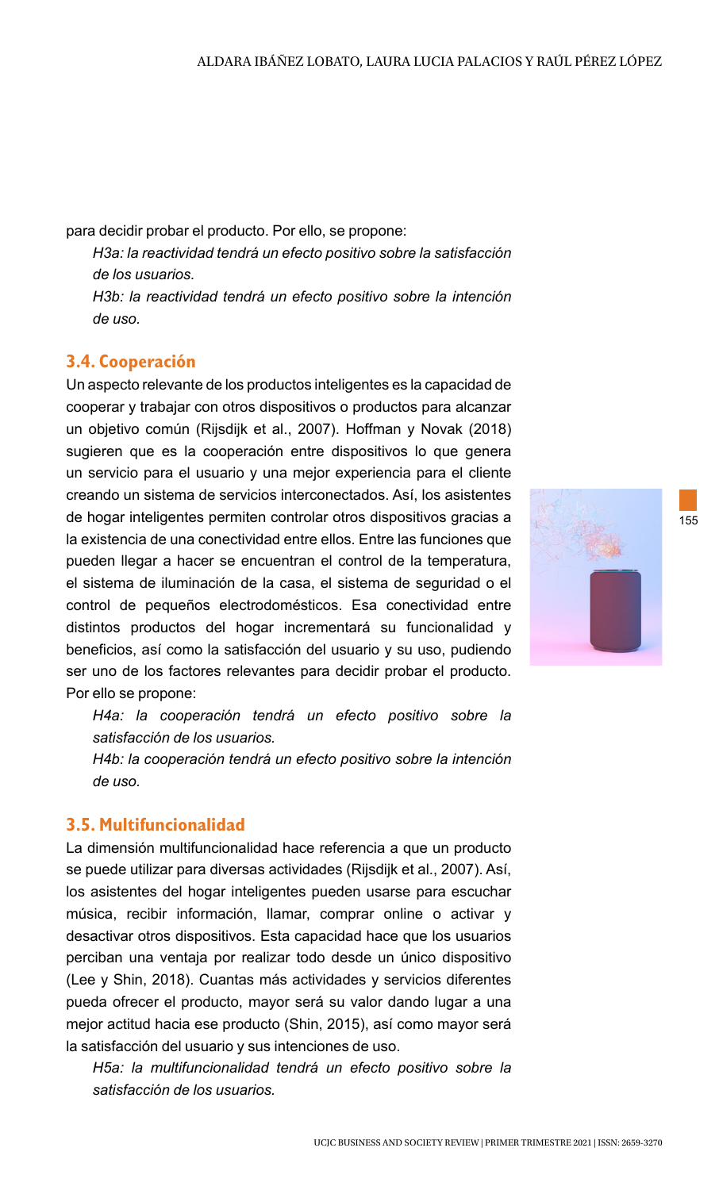para decidir probar el producto. Por ello, se propone:

*H3a: la reactividad tendrá un efecto positivo sobre la satisfacción de los usuarios.*

*H3b: la reactividad tendrá un efecto positivo sobre la intención de uso.*

### 3.4. Cooperación

Un aspecto relevante de los productos inteligentes es la capacidad de cooperar y trabajar con otros dispositivos o productos para alcanzar un objetivo común (Rijsdijk et al., 2007). Hoffman y Novak (2018) sugieren que es la cooperación entre dispositivos lo que genera un servicio para el usuario y una mejor experiencia para el cliente creando un sistema de servicios interconectados. Así, los asistentes de hogar inteligentes permiten controlar otros dispositivos gracias a la existencia de una conectividad entre ellos. Entre las funciones que pueden llegar a hacer se encuentran el control de la temperatura, el sistema de iluminación de la casa, el sistema de seguridad o el control de pequeños electrodomésticos. Esa conectividad entre distintos productos del hogar incrementará su funcionalidad y beneficios, así como la satisfacción del usuario y su uso, pudiendo ser uno de los factores relevantes para decidir probar el producto. Por ello se propone:

*H4a: la cooperación tendrá un efecto positivo sobre la satisfacción de los usuarios.*

*H4b: la cooperación tendrá un efecto positivo sobre la intención de uso.*

### 3.5. Multifuncionalidad

La dimensión multifuncionalidad hace referencia a que un producto se puede utilizar para diversas actividades (Rijsdijk et al., 2007). Así, los asistentes del hogar inteligentes pueden usarse para escuchar música, recibir información, llamar, comprar online o activar y desactivar otros dispositivos. Esta capacidad hace que los usuarios perciban una ventaja por realizar todo desde un único dispositivo (Lee y Shin, 2018). Cuantas más actividades y servicios diferentes pueda ofrecer el producto, mayor será su valor dando lugar a una mejor actitud hacia ese producto (Shin, 2015), así como mayor será la satisfacción del usuario y sus intenciones de uso.

*H5a: la multifuncionalidad tendrá un efecto positivo sobre la satisfacción de los usuarios.*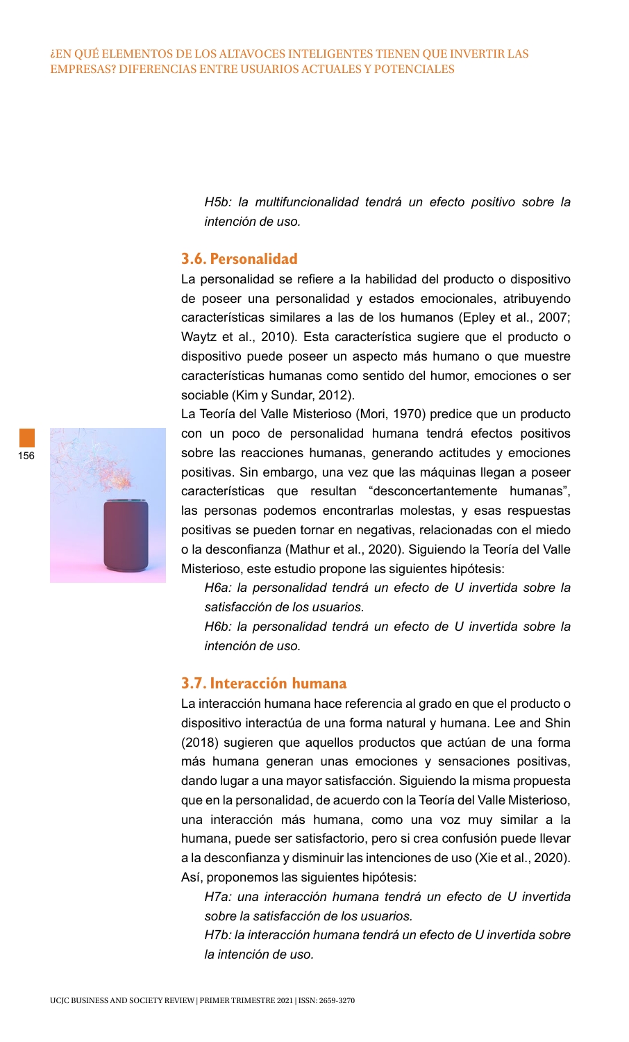*H5b: la multifuncionalidad tendrá un efecto positivo sobre la intención de uso.*

### 3.6. Personalidad

La personalidad se refiere a la habilidad del producto o dispositivo de poseer una personalidad y estados emocionales, atribuyendo características similares a las de los humanos (Epley et al., 2007; Waytz et al., 2010). Esta característica sugiere que el producto o dispositivo puede poseer un aspecto más humano o que muestre características humanas como sentido del humor, emociones o ser sociable (Kim y Sundar, 2012).

La Teoría del Valle Misterioso (Mori, 1970) predice que un producto con un poco de personalidad humana tendrá efectos positivos sobre las reacciones humanas, generando actitudes y emociones positivas. Sin embargo, una vez que las máquinas llegan a poseer características que resultan "desconcertantemente humanas", las personas podemos encontrarlas molestas, y esas respuestas positivas se pueden tornar en negativas, relacionadas con el miedo o la desconfianza (Mathur et al., 2020). Siguiendo la Teoría del Valle Misterioso, este estudio propone las siguientes hipótesis:

*H6a: la personalidad tendrá un efecto de U invertida sobre la satisfacción de los usuarios.*

*H6b: la personalidad tendrá un efecto de U invertida sobre la intención de uso.*

### 3.7. Interacción humana

La interacción humana hace referencia al grado en que el producto o dispositivo interactúa de una forma natural y humana. Lee and Shin (2018) sugieren que aquellos productos que actúan de una forma más humana generan unas emociones y sensaciones positivas, dando lugar a una mayor satisfacción. Siguiendo la misma propuesta que en la personalidad, de acuerdo con la Teoría del Valle Misterioso, una interacción más humana, como una voz muy similar a la humana, puede ser satisfactorio, pero si crea confusión puede llevar a la desconfianza y disminuir las intenciones de uso (Xie et al., 2020). Así, proponemos las siguientes hipótesis:

*H7a: una interacción humana tendrá un efecto de U invertida sobre la satisfacción de los usuarios.*

*H7b: la interacción humana tendrá un efecto de U invertida sobre la intención de uso.*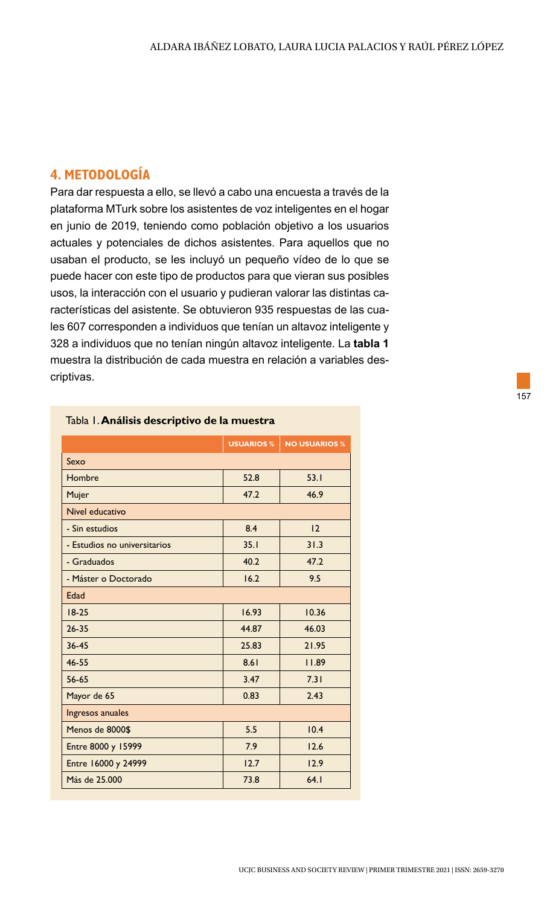## 4. METODOLOGÍA

Para dar respuesta a ello, se llevó a cabo una encuesta a través de la plataforma MTurk sobre los asistentes de voz inteligentes en el hogar en junio de 2019, teniendo como población objetivo a los usuarios actuales y potenciales de dichos asistentes. Para aquellos que no usaban el producto, se les incluyó un pequeño vídeo de lo que se puede hacer con este tipo de productos para que vieran sus posibles usos, la interacción con el usuario y pudieran valorar las distintas características del asistente. Se obtuvieron 935 respuestas de las cuales 607 corresponden a individuos que tenían un altavoz inteligente y 328 a individuos que no tenían ningún altavoz inteligente. La **tabla 1** muestra la distribución de cada muestra en relación a variables descriptivas.

Tabla 1. **Análisis descriptivo de la muestra**

| | USUARIOS % | NO USUARIOS % |
|---|---|---|
| Sexo | | |
| Hombre | 52.8 | 53.1 |
| Mujer | 47.2 | 46.9 |
| Nivel educativo | | |
| - Sin estudios | 8.4 | 12 |
| - Estudios no universitarios | 35.1 | 31.3 |
| - Graduados | 40.2 | 47.2 |
| - Máster o Doctorado | 16.2 | 9.5 |
| Edad | | |
| 18-25 | 16.93 | 10.36 |
| 26-35 | 44.87 | 46.03 |
| 36-45 | 25.83 | 21.95 |
| 46-55 | 8.61 | 11.89 |
| 56-65 | 3.47 | 7.31 |
| Mayor de 65 | 0.83 | 2.43 |
| Ingresos anuales | | |
| Menos de 8000$ | 5.5 | 10.4 |
| Entre 8000 y 15999 | 7.9 | 12.6 |
| Entre 16000 y 24999 | 12.7 | 12.9 |
| Más de 25.000 | 73.8 | 64.1 |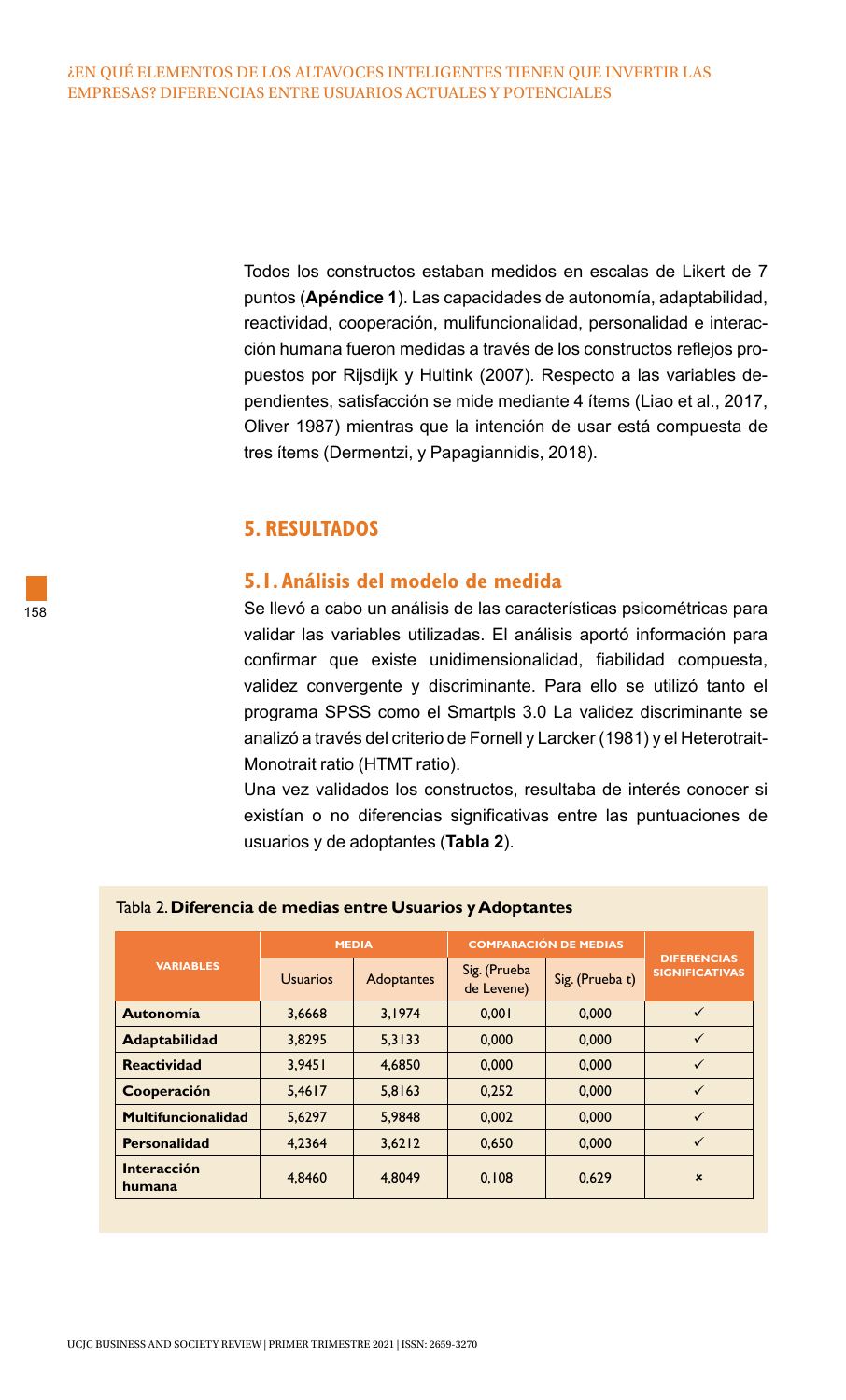Todos los constructos estaban medidos en escalas de Likert de 7 puntos (**Apéndice 1**). Las capacidades de autonomía, adaptabilidad, reactividad, cooperación, mulifuncionalidad, personalidad e interacción humana fueron medidas a través de los constructos reflejos propuestos por Rijsdijk y Hultink (2007). Respecto a las variables dependientes, satisfacción se mide mediante 4 ítems (Liao et al., 2017, Oliver 1987) mientras que la intención de usar está compuesta de tres ítems (Dermentzi, y Papagiannidis, 2018).

## 5. RESULTADOS

### 5.1. Análisis del modelo de medida

Se llevó a cabo un análisis de las características psicométricas para validar las variables utilizadas. El análisis aportó información para confirmar que existe unidimensionalidad, fiabilidad compuesta, validez convergente y discriminante. Para ello se utilizó tanto el programa SPSS como el Smartpls 3.0 La validez discriminante se analizó a través del criterio de Fornell y Larcker (1981) y el Heterotrait-Monotrait ratio (HTMT ratio).

Una vez validados los constructos, resultaba de interés conocer si existían o no diferencias significativas entre las puntuaciones de usuarios y de adoptantes (**Tabla 2**).

Tabla 2. **Diferencia de medias entre Usuarios y Adoptantes**

| VARIABLES | MEDIA | | COMPARACIÓN DE MEDIAS | | DIFERENCIAS SIGNIFICATIVAS |
|---|---|---|---|---|---|
| | Usuarios | Adoptantes | Sig. (Prueba de Levene) | Sig. (Prueba t) | |
| **Autonomía** | 3,6668 | 3,1974 | 0,001 | 0,000 | ✓ |
| **Adaptabilidad** | 3,8295 | 5,3133 | 0,000 | 0,000 | ✓ |
| **Reactividad** | 3,9451 | 4,6850 | 0,000 | 0,000 | ✓ |
| **Cooperación** | 5,4617 | 5,8163 | 0,252 | 0,000 | ✓ |
| **Multifuncionalidad** | 5,6297 | 5,9848 | 0,002 | 0,000 | ✓ |
| **Personalidad** | 4,2364 | 3,6212 | 0,650 | 0,000 | ✓ |
| **Interacción humana** | 4,8460 | 4,8049 | 0,108 | 0,629 | × |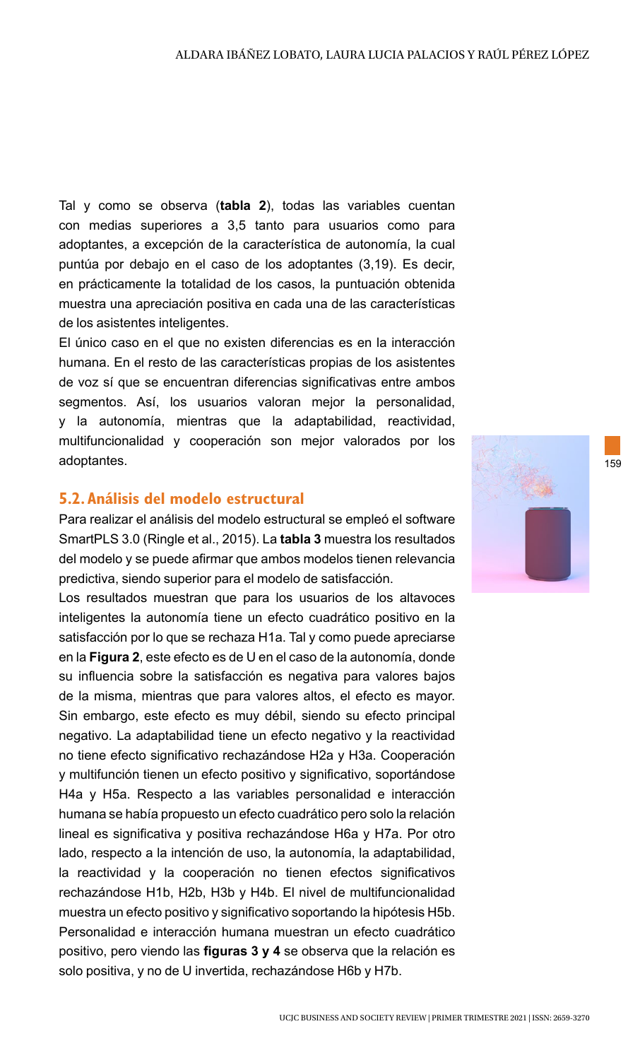Tal y como se observa (**tabla 2**), todas las variables cuentan con medias superiores a 3,5 tanto para usuarios como para adoptantes, a excepción de la característica de autonomía, la cual puntúa por debajo en el caso de los adoptantes (3,19). Es decir, en prácticamente la totalidad de los casos, la puntuación obtenida muestra una apreciación positiva en cada una de las características de los asistentes inteligentes.

El único caso en el que no existen diferencias es en la interacción humana. En el resto de las características propias de los asistentes de voz sí que se encuentran diferencias significativas entre ambos segmentos. Así, los usuarios valoran mejor la personalidad, y la autonomía, mientras que la adaptabilidad, reactividad, multifuncionalidad y cooperación son mejor valorados por los adoptantes.

## 5.2. Análisis del modelo estructural

Para realizar el análisis del modelo estructural se empleó el software SmartPLS 3.0 (Ringle et al., 2015). La **tabla 3** muestra los resultados del modelo y se puede afirmar que ambos modelos tienen relevancia predictiva, siendo superior para el modelo de satisfacción.

Los resultados muestran que para los usuarios de los altavoces inteligentes la autonomía tiene un efecto cuadrático positivo en la satisfacción por lo que se rechaza H1a. Tal y como puede apreciarse en la **Figura 2**, este efecto es de U en el caso de la autonomía, donde su influencia sobre la satisfacción es negativa para valores bajos de la misma, mientras que para valores altos, el efecto es mayor. Sin embargo, este efecto es muy débil, siendo su efecto principal negativo. La adaptabilidad tiene un efecto negativo y la reactividad no tiene efecto significativo rechazándose H2a y H3a. Cooperación y multifunción tienen un efecto positivo y significativo, soportándose H4a y H5a. Respecto a las variables personalidad e interacción humana se había propuesto un efecto cuadrático pero solo la relación lineal es significativa y positiva rechazándose H6a y H7a. Por otro lado, respecto a la intención de uso, la autonomía, la adaptabilidad, la reactividad y la cooperación no tienen efectos significativos rechazándose H1b, H2b, H3b y H4b. El nivel de multifuncionalidad muestra un efecto positivo y significativo soportando la hipótesis H5b. Personalidad e interacción humana muestran un efecto cuadrático positivo, pero viendo las **figuras 3 y 4** se observa que la relación es solo positiva, y no de U invertida, rechazándose H6b y H7b.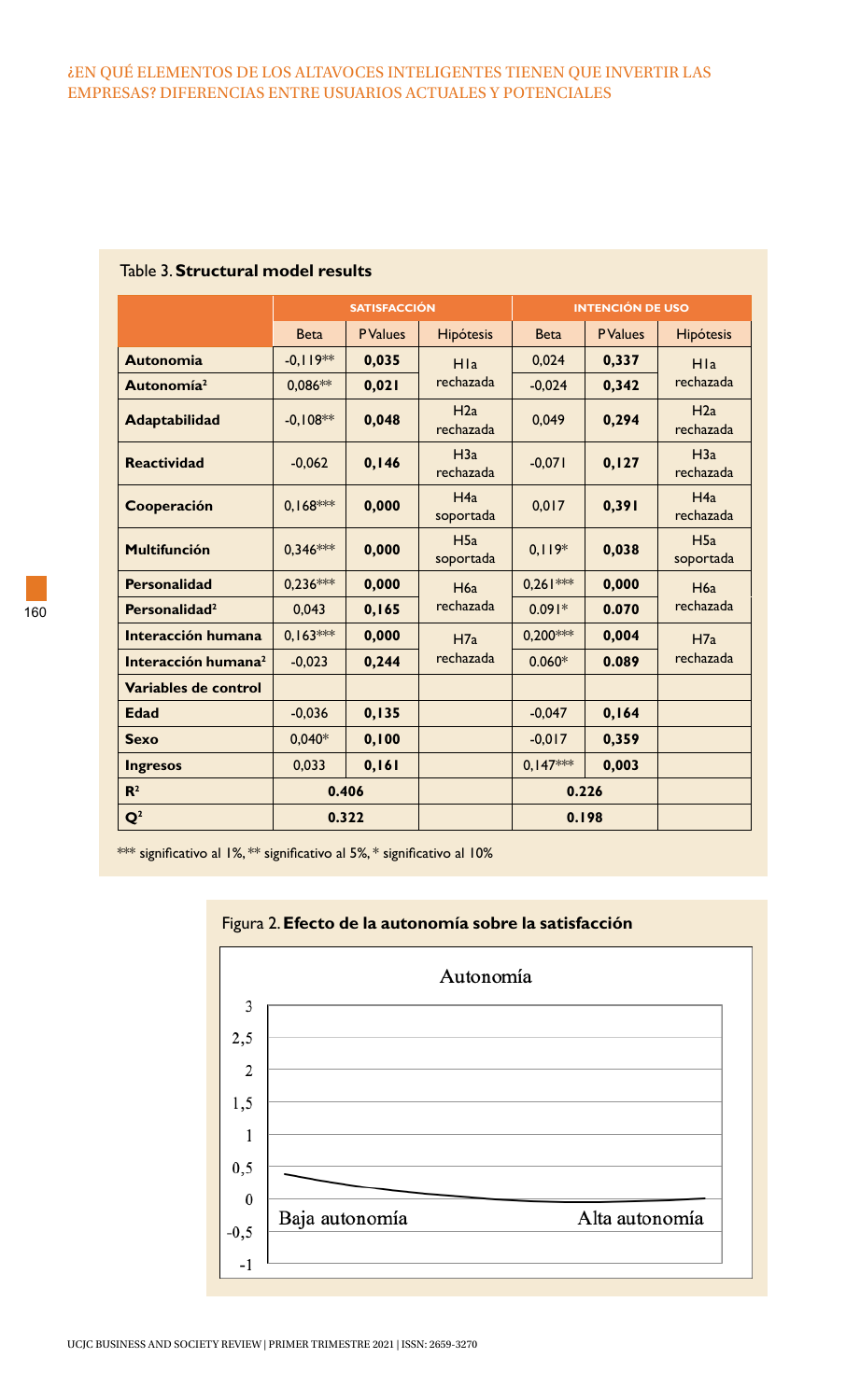Table 3. **Structural model results**

| | SATISFACCIÓN | | | INTENCIÓN DE USO | | |
|---|---|---|---|---|---|---|
| | Beta | P Values | Hipótesis | Beta | P Values | Hipótesis |
| **Autonomia** | -0,119** | **0,035** | H1a rechazada | 0,024 | **0,337** | H1a rechazada |
| **Autonomía²** | 0,086** | **0,021** | | -0,024 | **0,342** | |
| **Adaptabilidad** | -0,108** | **0,048** | H2a rechazada | 0,049 | **0,294** | H2a rechazada |
| **Reactividad** | -0,062 | **0,146** | H3a rechazada | -0,071 | **0,127** | H3a rechazada |
| **Cooperación** | 0,168*** | **0,000** | H4a soportada | 0,017 | **0,391** | H4a rechazada |
| **Multifunción** | 0,346*** | **0,000** | H5a soportada | 0,119* | **0,038** | H5a soportada |
| **Personalidad** | 0,236*** | **0,000** | H6a rechazada | 0,261*** | **0,000** | H6a rechazada |
| **Personalidad²** | 0,043 | **0,165** | | 0.091* | **0.070** | |
| **Interacción humana** | 0,163*** | **0,000** | H7a rechazada | 0,200*** | **0,004** | H7a rechazada |
| **Interacción humana²** | -0,023 | **0,244** | | 0.060* | **0.089** | |
| **Variables de control** | | | | | | |
| **Edad** | -0,036 | **0,135** | | -0,047 | **0,164** | |
| **Sexo** | 0,040* | **0,100** | | -0,017 | **0,359** | |
| **Ingresos** | 0,033 | **0,161** | | 0,147*** | **0,003** | |
| $R^2$ | **0.406** | | | **0.226** | | |
| $Q^2$ | **0.322** | | | **0.198** | | |

*** significativo al 1%, ** significativo al 5%, * significativo al 10%

Figura 2. **Efecto de la autonomía sobre la satisfacción**

Autonomía

3
2,5
2
1,5
1
0,5
0
-0,5
-1

Baja autonomía — Alta autonomía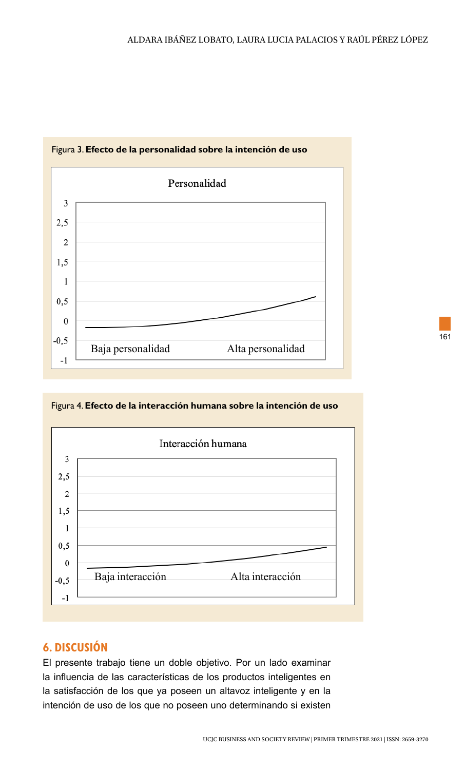Figura 3. **Efecto de la personalidad sobre la intención de uso**

Figura 4. **Efecto de la interacción humana sobre la intención de uso**

## 6. DISCUSIÓN

El presente trabajo tiene un doble objetivo. Por un lado examinar la influencia de las características de los productos inteligentes en la satisfacción de los que ya poseen un altavoz inteligente y en la intención de uso de los que no poseen uno determinando si existen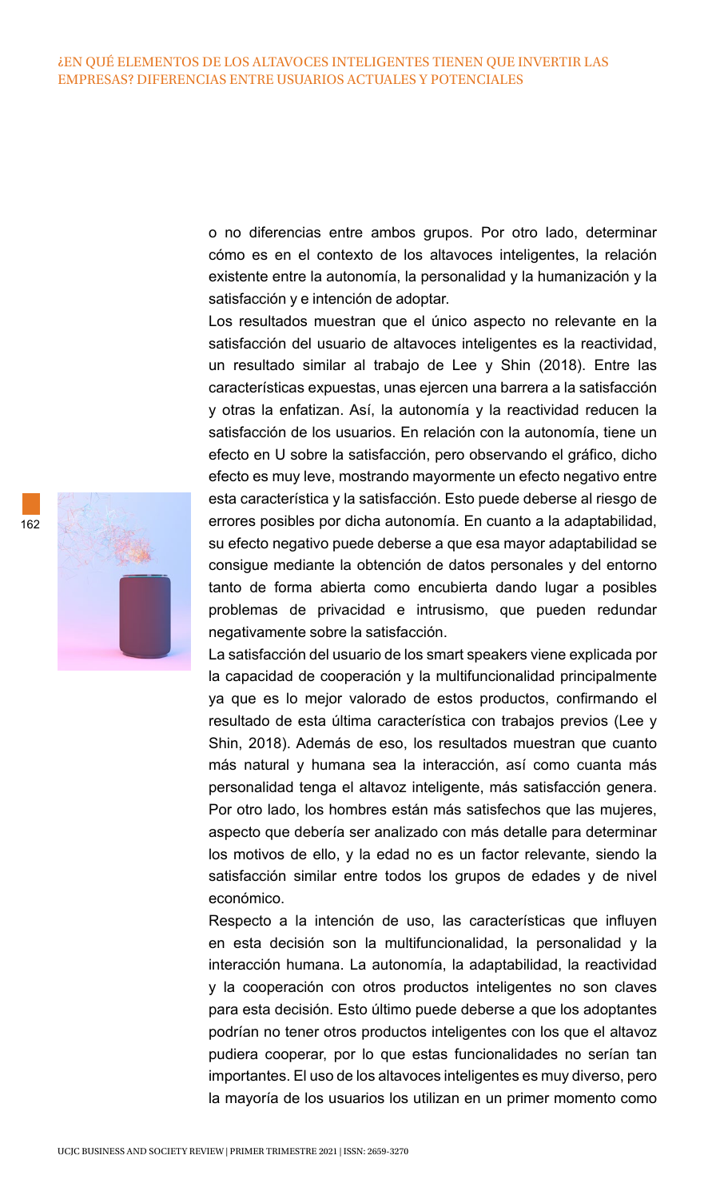o no diferencias entre ambos grupos. Por otro lado, determinar cómo es en el contexto de los altavoces inteligentes, la relación existente entre la autonomía, la personalidad y la humanización y la satisfacción y e intención de adoptar.

Los resultados muestran que el único aspecto no relevante en la satisfacción del usuario de altavoces inteligentes es la reactividad, un resultado similar al trabajo de Lee y Shin (2018). Entre las características expuestas, unas ejercen una barrera a la satisfacción y otras la enfatizan. Así, la autonomía y la reactividad reducen la satisfacción de los usuarios. En relación con la autonomía, tiene un efecto en U sobre la satisfacción, pero observando el gráfico, dicho efecto es muy leve, mostrando mayormente un efecto negativo entre esta característica y la satisfacción. Esto puede deberse al riesgo de errores posibles por dicha autonomía. En cuanto a la adaptabilidad, su efecto negativo puede deberse a que esa mayor adaptabilidad se consigue mediante la obtención de datos personales y del entorno tanto de forma abierta como encubierta dando lugar a posibles problemas de privacidad e intrusismo, que pueden redundar negativamente sobre la satisfacción.

La satisfacción del usuario de los smart speakers viene explicada por la capacidad de cooperación y la multifuncionalidad principalmente ya que es lo mejor valorado de estos productos, confirmando el resultado de esta última característica con trabajos previos (Lee y Shin, 2018). Además de eso, los resultados muestran que cuanto más natural y humana sea la interacción, así como cuanta más personalidad tenga el altavoz inteligente, más satisfacción genera. Por otro lado, los hombres están más satisfechos que las mujeres, aspecto que debería ser analizado con más detalle para determinar los motivos de ello, y la edad no es un factor relevante, siendo la satisfacción similar entre todos los grupos de edades y de nivel económico.

Respecto a la intención de uso, las características que influyen en esta decisión son la multifuncionalidad, la personalidad y la interacción humana. La autonomía, la adaptabilidad, la reactividad y la cooperación con otros productos inteligentes no son claves para esta decisión. Esto último puede deberse a que los adoptantes podrían no tener otros productos inteligentes con los que el altavoz pudiera cooperar, por lo que estas funcionalidades no serían tan importantes. El uso de los altavoces inteligentes es muy diverso, pero la mayoría de los usuarios los utilizan en un primer momento como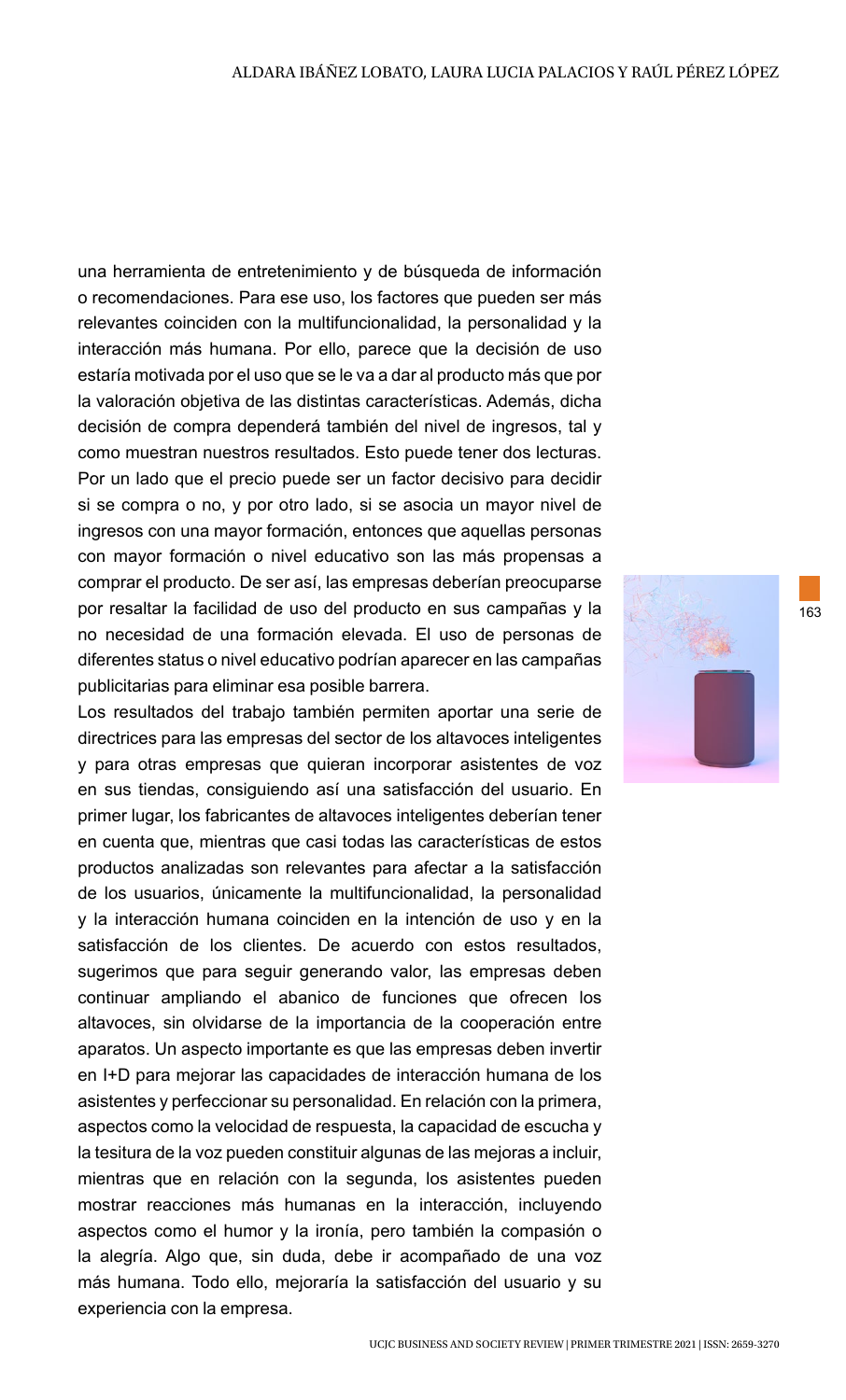una herramienta de entretenimiento y de búsqueda de información o recomendaciones. Para ese uso, los factores que pueden ser más relevantes coinciden con la multifuncionalidad, la personalidad y la interacción más humana. Por ello, parece que la decisión de uso estaría motivada por el uso que se le va a dar al producto más que por la valoración objetiva de las distintas características. Además, dicha decisión de compra dependerá también del nivel de ingresos, tal y como muestran nuestros resultados. Esto puede tener dos lecturas. Por un lado que el precio puede ser un factor decisivo para decidir si se compra o no, y por otro lado, si se asocia un mayor nivel de ingresos con una mayor formación, entonces que aquellas personas con mayor formación o nivel educativo son las más propensas a comprar el producto. De ser así, las empresas deberían preocuparse por resaltar la facilidad de uso del producto en sus campañas y la no necesidad de una formación elevada. El uso de personas de diferentes status o nivel educativo podrían aparecer en las campañas publicitarias para eliminar esa posible barrera.

Los resultados del trabajo también permiten aportar una serie de directrices para las empresas del sector de los altavoces inteligentes y para otras empresas que quieran incorporar asistentes de voz en sus tiendas, consiguiendo así una satisfacción del usuario. En primer lugar, los fabricantes de altavoces inteligentes deberían tener en cuenta que, mientras que casi todas las características de estos productos analizadas son relevantes para afectar a la satisfacción de los usuarios, únicamente la multifuncionalidad, la personalidad y la interacción humana coinciden en la intención de uso y en la satisfacción de los clientes. De acuerdo con estos resultados, sugerimos que para seguir generando valor, las empresas deben continuar ampliando el abanico de funciones que ofrecen los altavoces, sin olvidarse de la importancia de la cooperación entre aparatos. Un aspecto importante es que las empresas deben invertir en I+D para mejorar las capacidades de interacción humana de los asistentes y perfeccionar su personalidad. En relación con la primera, aspectos como la velocidad de respuesta, la capacidad de escucha y la tesitura de la voz pueden constituir algunas de las mejoras a incluir, mientras que en relación con la segunda, los asistentes pueden mostrar reacciones más humanas en la interacción, incluyendo aspectos como el humor y la ironía, pero también la compasión o la alegría. Algo que, sin duda, debe ir acompañado de una voz más humana. Todo ello, mejoraría la satisfacción del usuario y su experiencia con la empresa.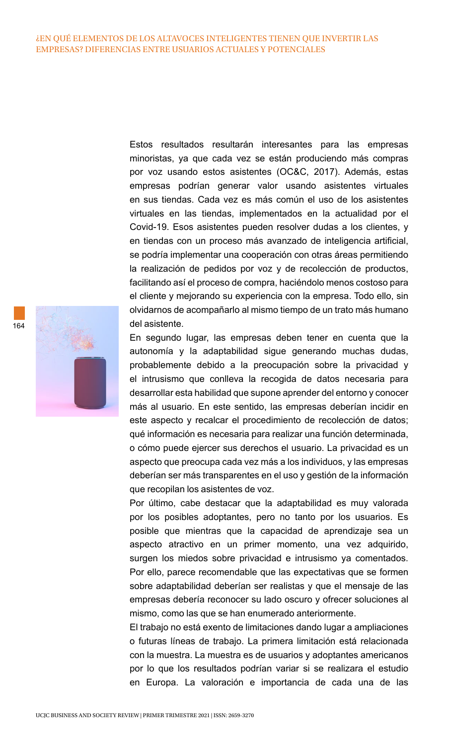Estos resultados resultarán interesantes para las empresas minoristas, ya que cada vez se están produciendo más compras por voz usando estos asistentes (OC&C, 2017). Además, estas empresas podrían generar valor usando asistentes virtuales en sus tiendas. Cada vez es más común el uso de los asistentes virtuales en las tiendas, implementados en la actualidad por el Covid-19. Esos asistentes pueden resolver dudas a los clientes, y en tiendas con un proceso más avanzado de inteligencia artificial, se podría implementar una cooperación con otras áreas permitiendo la realización de pedidos por voz y de recolección de productos, facilitando así el proceso de compra, haciéndolo menos costoso para el cliente y mejorando su experiencia con la empresa. Todo ello, sin olvidarnos de acompañarlo al mismo tiempo de un trato más humano del asistente.

En segundo lugar, las empresas deben tener en cuenta que la autonomía y la adaptabilidad sigue generando muchas dudas, probablemente debido a la preocupación sobre la privacidad y el intrusismo que conlleva la recogida de datos necesaria para desarrollar esta habilidad que supone aprender del entorno y conocer más al usuario. En este sentido, las empresas deberían incidir en este aspecto y recalcar el procedimiento de recolección de datos; qué información es necesaria para realizar una función determinada, o cómo puede ejercer sus derechos el usuario. La privacidad es un aspecto que preocupa cada vez más a los individuos, y las empresas deberían ser más transparentes en el uso y gestión de la información que recopilan los asistentes de voz.

Por último, cabe destacar que la adaptabilidad es muy valorada por los posibles adoptantes, pero no tanto por los usuarios. Es posible que mientras que la capacidad de aprendizaje sea un aspecto atractivo en un primer momento, una vez adquirido, surgen los miedos sobre privacidad e intrusismo ya comentados. Por ello, parece recomendable que las expectativas que se formen sobre adaptabilidad deberían ser realistas y que el mensaje de las empresas debería reconocer su lado oscuro y ofrecer soluciones al mismo, como las que se han enumerado anteriormente.

El trabajo no está exento de limitaciones dando lugar a ampliaciones o futuras líneas de trabajo. La primera limitación está relacionada con la muestra. La muestra es de usuarios y adoptantes americanos por lo que los resultados podrían variar si se realizara el estudio en Europa. La valoración e importancia de cada una de las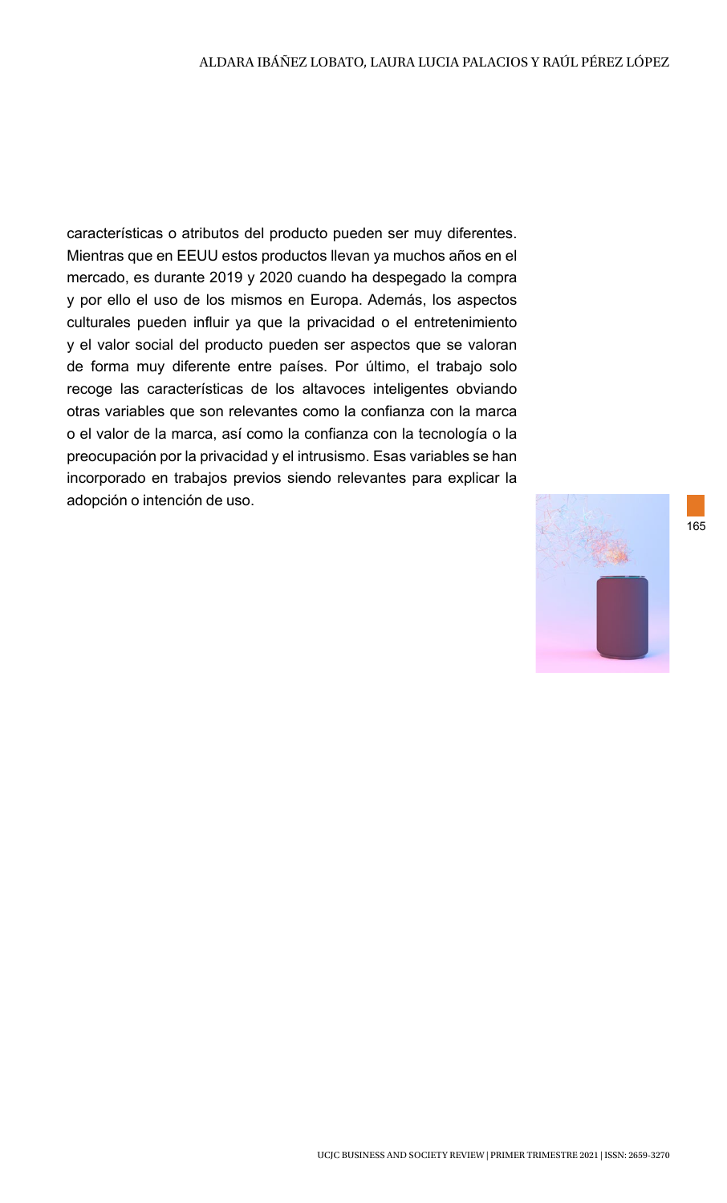características o atributos del producto pueden ser muy diferentes. Mientras que en EEUU estos productos llevan ya muchos años en el mercado, es durante 2019 y 2020 cuando ha despegado la compra y por ello el uso de los mismos en Europa. Además, los aspectos culturales pueden influir ya que la privacidad o el entretenimiento y el valor social del producto pueden ser aspectos que se valoran de forma muy diferente entre países. Por último, el trabajo solo recoge las características de los altavoces inteligentes obviando otras variables que son relevantes como la confianza con la marca o el valor de la marca, así como la confianza con la tecnología o la preocupación por la privacidad y el intrusismo. Esas variables se han incorporado en trabajos previos siendo relevantes para explicar la adopción o intención de uso.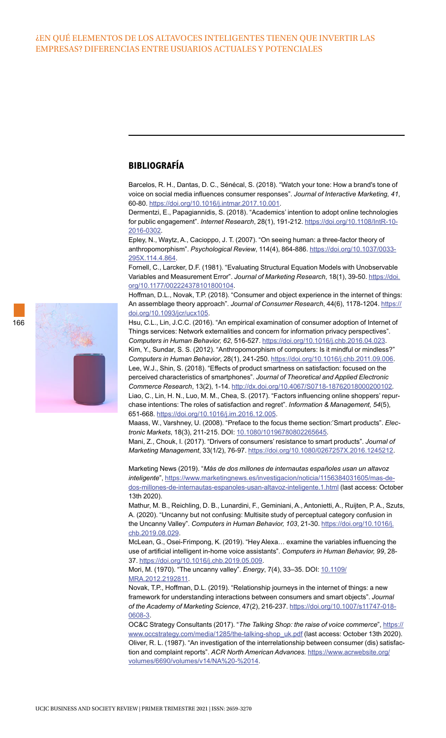## BIBLIOGRAFÍA

Barcelos, R. H., Dantas, D. C., Sénécal, S. (2018). "Watch your tone: How a brand's tone of voice on social media influences consumer responses". *Journal of Interactive Marketing, 41*, 60-80. https://doi.org/10.1016/j.intmar.2017.10.001.

Dermentzi, E., Papagiannidis, S. (2018). "Academics' intention to adopt online technologies for public engagement". *Internet Research*, 28(1), 191-212. https://doi.org/10.1108/IntR-10-2016-0302.

Epley, N., Waytz, A., Cacioppo, J. T. (2007). "On seeing human: a three-factor theory of anthropomorphism". *Psychological Review*, 114(4), 864-886. https://doi.org/10.1037/0033-295X.114.4.864.

Fornell, C., Larcker, D.F. (1981). "Evaluating Structural Equation Models with Unobservable Variables and Measurement Error". *Journal of Marketing Research*, 18(1), 39-50. https://doi.org/10.1177/002224378101800104.

Hoffman, D.L., Novak, T.P. (2018). "Consumer and object experience in the internet of things: An assemblage theory approach". *Journal of Consumer Research*, 44(6), 1178-1204. https://doi.org/10.1093/jcr/ucx105.

Hsu, C.L., Lin, J.C.C. (2016). "An empirical examination of consumer adoption of Internet of Things services: Network externalities and concern for information privacy perspectives". *Computers in Human Behavior, 62*, 516-527. https://doi.org/10.1016/j.chb.2016.04.023.

Kim, Y., Sundar, S. S. (2012). "Anthropomorphism of computers: Is it mindful or mindless?" *Computers in Human Behavior*, 28(1), 241-250. https://doi.org/10.1016/j.chb.2011.09.006.

Lee, W.J., Shin, S. (2018). "Effects of product smartness on satisfaction: focused on the perceived characteristics of smartphones". *Journal of Theoretical and Applied Electronic Commerce Research*, 13(2), 1-14. http://dx.doi.org/10.4067/S0718-18762018000200102.

Liao, C., Lin, H. N., Luo, M. M., Chea, S. (2017). "Factors influencing online shoppers' repurchase intentions: The roles of satisfaction and regret". *Information & Management, 54*(5), 651-668. https://doi.org/10.1016/j.im.2016.12.005.

Maass, W., Varshney, U. (2008). "Preface to the focus theme section:'Smart products". *Electronic Markets*, 18(3), 211-215. DOI: 10.1080/10196780802265645.

Mani, Z., Chouk, I. (2017). "Drivers of consumers' resistance to smart products". *Journal of Marketing Management*, 33(1/2), 76-97. https://doi.org/10.1080/0267257X.2016.1245212.

Marketing News (2019). "*Más de dos millones de internautas españoles usan un altavoz inteligente*", https://www.marketingnews.es/investigacion/noticia/1156384031605/mas-de-dos-millones-de-internautas-espanoles-usan-altavoz-inteligente.1.html (last access: October 13th 2020).

Mathur, M. B., Reichling, D. B., Lunardini, F., Geminiani, A., Antonietti, A., Ruijten, P. A., Szuts, A. (2020). "Uncanny but not confusing: Multisite study of perceptual category confusion in the Uncanny Valley". *Computers in Human Behavior, 103*, 21-30. https://doi.org/10.1016/j.chb.2019.08.029.

McLean, G., Osei-Frimpong, K. (2019). "Hey Alexa… examine the variables influencing the use of artificial intelligent in-home voice assistants". *Computers in Human Behavior, 99*, 28-37. https://doi.org/10.1016/j.chb.2019.05.009.

Mori, M. (1970). "The uncanny valley". *Energy*, 7(4), 33–35. DOI: 10.1109/MRA.2012.2192811.

Novak, T.P., Hoffman, D.L. (2019). "Relationship journeys in the internet of things: a new framework for understanding interactions between consumers and smart objects". *Journal of the Academy of Marketing Science*, 47(2), 216-237. https://doi.org/10.1007/s11747-018-0608-3.

OC&C Strategy Consultants (2017). "*The Talking Shop: the raise of voice commerce*", https://www.occstrategy.com/media/1285/the-talking-shop_uk.pdf (last access: October 13th 2020).

Oliver, R. L. (1987). "An investigation of the interrelationship between consumer (dis) satisfaction and complaint reports". *ACR North American Advances*. https://www.acrwebsite.org/volumes/6690/volumes/v14/NA%20-%2014.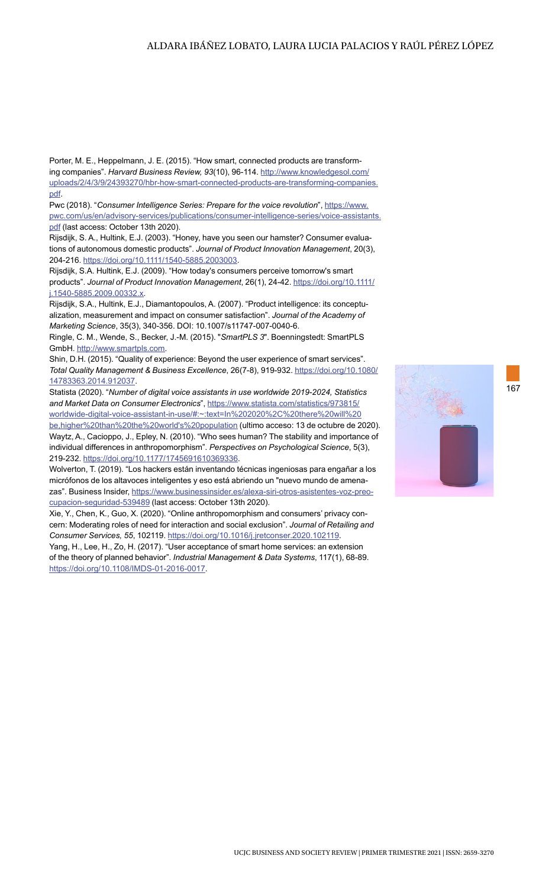Porter, M. E., Heppelmann, J. E. (2015). "How smart, connected products are transforming companies". *Harvard Business Review, 93*(10), 96-114. http://www.knowledgesol.com/uploads/2/4/3/9/24393270/hbr-how-smart-connected-products-are-transforming-companies.pdf.

Pwc (2018). "*Consumer Intelligence Series: Prepare for the voice revolution*", https://www.pwc.com/us/en/advisory-services/publications/consumer-intelligence-series/voice-assistants.pdf (last access: October 13th 2020).

Rijsdijk, S. A., Hultink, E.J. (2003). "Honey, have you seen our hamster? Consumer evaluations of autonomous domestic products". *Journal of Product Innovation Management*, 20(3), 204-216. https://doi.org/10.1111/1540-5885.2003003.

Rijsdijk, S.A. Hultink, E.J. (2009). "How today's consumers perceive tomorrow's smart products". *Journal of Product Innovation Management*, 26(1), 24-42. https://doi.org/10.1111/j.1540-5885.2009.00332.x.

Rijsdijk, S.A., Hultink, E.J., Diamantopoulos, A. (2007). "Product intelligence: its conceptualization, measurement and impact on consumer satisfaction". *Journal of the Academy of Marketing Science*, 35(3), 340-356. DOI: 10.1007/s11747-007-0040-6.

Ringle, C. M., Wende, S., Becker, J.-M. (2015). "*SmartPLS 3*". Boenningstedt: SmartPLS GmbH. http://www.smartpls.com.

Shin, D.H. (2015). "Quality of experience: Beyond the user experience of smart services". *Total Quality Management & Business Excellence*, 26(7-8), 919-932. https://doi.org/10.1080/14783363.2014.912037.

Statista (2020). "*Number of digital voice assistants in use worldwide 2019-2024, Statistics and Market Data on Consumer Electronics*", https://www.statista.com/statistics/973815/worldwide-digital-voice-assistant-in-use/#:~:text=In%202020%2C%20there%20will%20be,higher%20than%20the%20world's%20population (ultimo acceso: 13 de octubre de 2020).

Waytz, A., Cacioppo, J., Epley, N. (2010). "Who sees human? The stability and importance of individual differences in anthropomorphism". *Perspectives on Psychological Science*, 5(3), 219-232. https://doi.org/10.1177/1745691610369336.

Wolverton, T. (2019). "Los hackers están inventando técnicas ingeniosas para engañar a los micrófonos de los altavoces inteligentes y eso está abriendo un "nuevo mundo de amenazas". Business Insider, https://www.businessinsider.es/alexa-siri-otros-asistentes-voz-preocupacion-seguridad-539489 (last access: October 13th 2020).

Xie, Y., Chen, K., Guo, X. (2020). "Online anthropomorphism and consumers' privacy concern: Moderating roles of need for interaction and social exclusion". *Journal of Retailing and Consumer Services, 55*, 102119. https://doi.org/10.1016/j.jretconser.2020.102119.

Yang, H., Lee, H., Zo, H. (2017). "User acceptance of smart home services: an extension of the theory of planned behavior". *Industrial Management & Data Systems*, 117(1), 68-89. https://doi.org/10.1108/IMDS-01-2016-0017.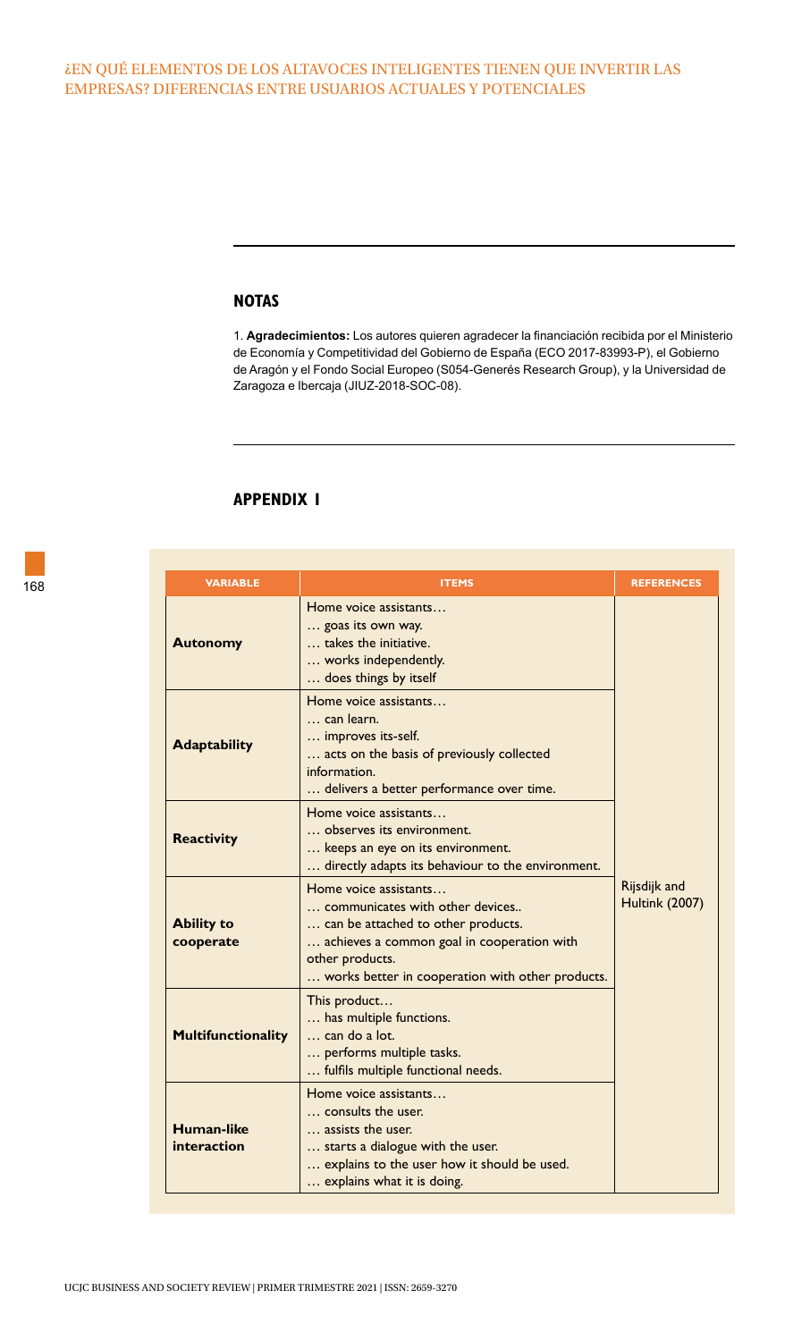## NOTAS

1. **Agradecimientos:** Los autores quieren agradecer la financiación recibida por el Ministerio de Economía y Competitividad del Gobierno de España (ECO 2017-83993-P), el Gobierno de Aragón y el Fondo Social Europeo (S054-Generés Research Group), y la Universidad de Zaragoza e Ibercaja (JIUZ-2018-SOC-08).

## APPENDIX I

| VARIABLE | ITEMS | REFERENCES |
|---|---|---|
| **Autonomy** | Home voice assistants…<br>… goas its own way.<br>… takes the initiative.<br>… works independently.<br>… does things by itself | Rijsdijk and Hultink (2007) |
| **Adaptability** | Home voice assistants…<br>… can learn.<br>… improves its-self.<br>… acts on the basis of previously collected information.<br>… delivers a better performance over time. | |
| **Reactivity** | Home voice assistants…<br>… observes its environment.<br>… keeps an eye on its environment.<br>… directly adapts its behaviour to the environment. | |
| **Ability to cooperate** | Home voice assistants…<br>… communicates with other devices..<br>… can be attached to other products.<br>… achieves a common goal in cooperation with other products.<br>… works better in cooperation with other products. | |
| **Multifunctionality** | This product…<br>… has multiple functions.<br>… can do a lot.<br>… performs multiple tasks.<br>… fulfils multiple functional needs. | |
| **Human-like interaction** | Home voice assistants…<br>… consults the user.<br>… assists the user.<br>… starts a dialogue with the user.<br>… explains to the user how it should be used.<br>… explains what it is doing. | |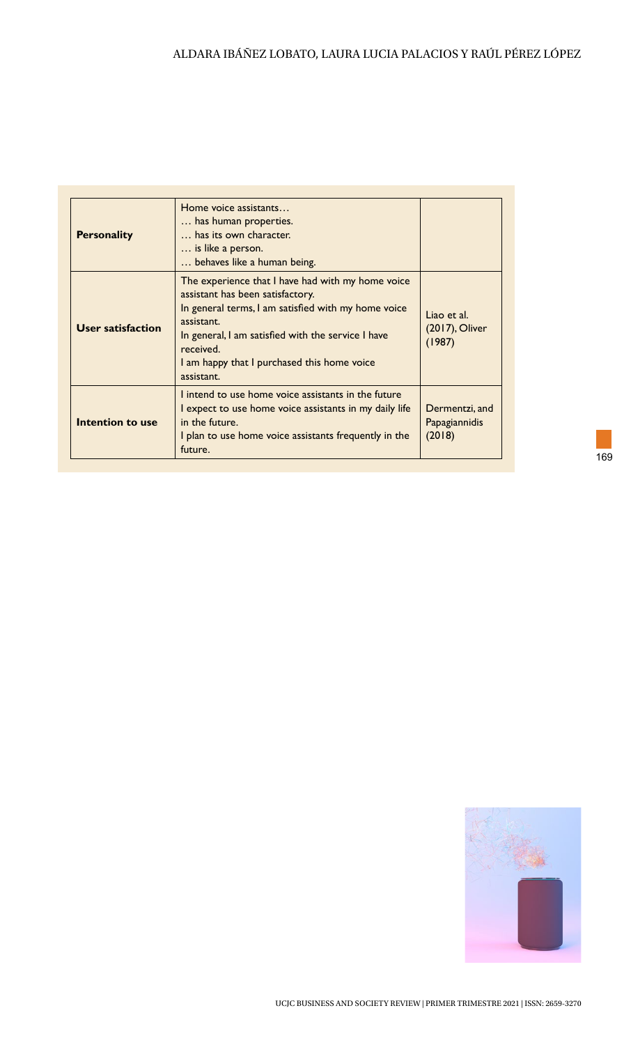| | | |
|---|---|---|
| **Personality** | Home voice assistants… <br>… has human properties. <br>… has its own character. <br>… is like a person. <br>… behaves like a human being. | |
| **User satisfaction** | The experience that I have had with my home voice assistant has been satisfactory. <br>In general terms, I am satisfied with my home voice assistant. <br>In general, I am satisfied with the service I have received. <br>I am happy that I purchased this home voice assistant. | Liao et al. (2017), Oliver (1987) |
| **Intention to use** | I intend to use home voice assistants in the future <br>I expect to use home voice assistants in my daily life in the future. <br>I plan to use home voice assistants frequently in the future. | Dermentzi, and Papagiannidis (2018) |